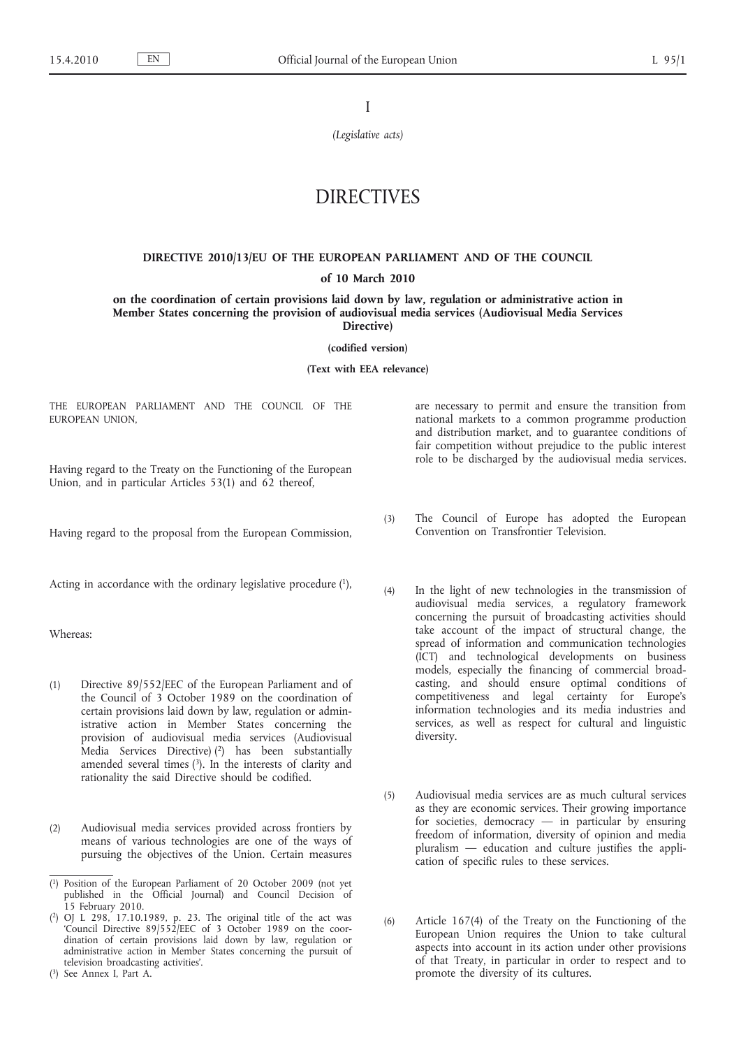I

*(Legislative acts)*

# DIRECTIVES

## DIRECTIVE 2010/13/EU OF THE EUROPEAN PARLIAMENT AND OF THE COUNCIL

**of 10 March 2010**

**on the coordination of certain provisions laid down by law, regulation or administrative action in Member States concerning the provision of audiovisual media services (Audiovisual Media Services Directive)**

**(codified version)**

**(Text with EEA relevance)**

THE EUROPEAN PARLIAMENT AND THE COUNCIL OF THE EUROPEAN UNION,

Having regard to the Treaty on the Functioning of the European Union, and in particular Articles 53(1) and 62 thereof,

Having regard to the proposal from the European Commission,

Acting in accordance with the ordinary legislative procedure [1],

Whereas:

(1) Directive 89/552/EEC of the European Parliament and of the Council of 3 October 1989 on the coordination of certain provisions laid down by law, regulation or administrative action in Member States concerning the provision of audiovisual media services (Audiovisual Media Services Directive) [2] has been substantially amended several times [3]. In the interests of clarity and rationality the said Directive should be codified.

(2) Audiovisual media services provided across frontiers by means of various technologies are one of the ways of pursuing the objectives of the Union. Certain measures are necessary to permit and ensure the transition from national markets to a common programme production and distribution market, and to guarantee conditions of fair competition without prejudice to the public interest role to be discharged by the audiovisual media services.

(3) The Council of Europe has adopted the European Convention on Transfrontier Television.

(4) In the light of new technologies in the transmission of audiovisual media services, a regulatory framework concerning the pursuit of broadcasting activities should take account of the impact of structural change, the spread of information and communication technologies (ICT) and technological developments on business models, especially the financing of commercial broadcasting, and should ensure optimal conditions of competitiveness and legal certainty for Europe's information technologies and its media industries and services, as well as respect for cultural and linguistic diversity.

(5) Audiovisual media services are as much cultural services as they are economic services. Their growing importance for societies, democracy — in particular by ensuring freedom of information, diversity of opinion and media pluralism — education and culture justifies the application of specific rules to these services.

(6) Article 167(4) of the Treaty on the Functioning of the European Union requires the Union to take cultural aspects into account in its action under other provisions of that Treaty, in particular in order to respect and to promote the diversity of its cultures.

---

[1] Position of the European Parliament of 20 October 2009 (not yet published in the Official Journal) and Council Decision of 15 February 2010.

[2] OJ L 298, 17.10.1989, p. 23. The original title of the act was 'Council Directive 89/552/EEC of 3 October 1989 on the coordination of certain provisions laid down by law, regulation or administrative action in Member States concerning the pursuit of television broadcasting activities'.

[3] See Annex I, Part A.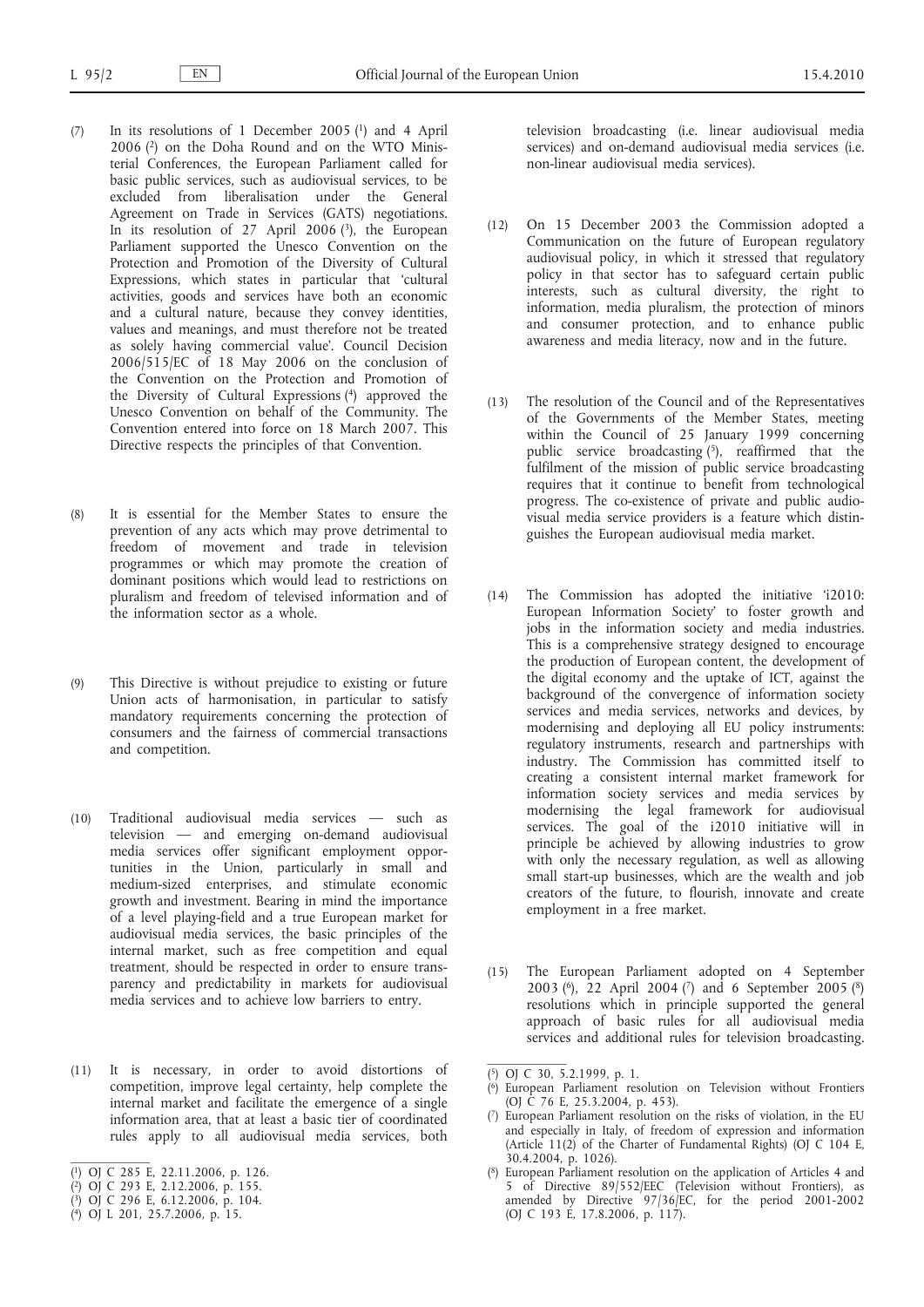(7) In its resolutions of 1 December 2005 [1] and 4 April 2006 [2] on the Doha Round and on the WTO Ministerial Conferences, the European Parliament called for basic public services, such as audiovisual services, to be excluded from liberalisation under the General Agreement on Trade in Services (GATS) negotiations. In its resolution of 27 April 2006 [3], the European Parliament supported the Unesco Convention on the Protection and Promotion of the Diversity of Cultural Expressions, which states in particular that 'cultural activities, goods and services have both an economic and a cultural nature, because they convey identities, values and meanings, and must therefore not be treated as solely having commercial value'. Council Decision 2006/515/EC of 18 May 2006 on the conclusion of the Convention on the Protection and Promotion of the Diversity of Cultural Expressions [4] approved the Unesco Convention on behalf of the Community. The Convention entered into force on 18 March 2007. This Directive respects the principles of that Convention.

(8) It is essential for the Member States to ensure the prevention of any acts which may prove detrimental to freedom of movement and trade in television programmes or which may promote the creation of dominant positions which would lead to restrictions on pluralism and freedom of televised information and of the information sector as a whole.

(9) This Directive is without prejudice to existing or future Union acts of harmonisation, in particular to satisfy mandatory requirements concerning the protection of consumers and the fairness of commercial transactions and competition.

(10) Traditional audiovisual media services — such as television — and emerging on-demand audiovisual media services offer significant employment opportunities in the Union, particularly in small and medium-sized enterprises, and stimulate economic growth and investment. Bearing in mind the importance of a level playing-field and a true European market for audiovisual media services, the basic principles of the internal market, such as free competition and equal treatment, should be respected in order to ensure transparency and predictability in markets for audiovisual media services and to achieve low barriers to entry.

(11) It is necessary, in order to avoid distortions of competition, improve legal certainty, help complete the internal market and facilitate the emergence of a single information area, that at least a basic tier of coordinated rules apply to all audiovisual media services, both television broadcasting (i.e. linear audiovisual media services) and on-demand audiovisual media services (i.e. non-linear audiovisual media services).

(12) On 15 December 2003 the Commission adopted a Communication on the future of European regulatory audiovisual policy, in which it stressed that regulatory policy in that sector has to safeguard certain public interests, such as cultural diversity, the right to information, media pluralism, the protection of minors and consumer protection, and to enhance public awareness and media literacy, now and in the future.

(13) The resolution of the Council and of the Representatives of the Governments of the Member States, meeting within the Council of 25 January 1999 concerning public service broadcasting [5], reaffirmed that the fulfilment of the mission of public service broadcasting requires that it continue to benefit from technological progress. The co-existence of private and public audiovisual media service providers is a feature which distinguishes the European audiovisual media market.

(14) The Commission has adopted the initiative 'i2010: European Information Society' to foster growth and jobs in the information society and media industries. This is a comprehensive strategy designed to encourage the production of European content, the development of the digital economy and the uptake of ICT, against the background of the convergence of information society services and media services, networks and devices, by modernising and deploying all EU policy instruments: regulatory instruments, research and partnerships with industry. The Commission has committed itself to creating a consistent internal market framework for information society services and media services by modernising the legal framework for audiovisual services. The goal of the i2010 initiative will in principle be achieved by allowing industries to grow with only the necessary regulation, as well as allowing small start-up businesses, which are the wealth and job creators of the future, to flourish, innovate and create employment in a free market.

(15) The European Parliament adopted on 4 September 2003 [6], 22 April 2004 [7] and 6 September 2005 [8] resolutions which in principle supported the general approach of basic rules for all audiovisual media services and additional rules for television broadcasting.

---

[1] OJ C 285 E, 22.11.2006, p. 126.

[2] OJ C 293 E, 2.12.2006, p. 155.

[3] OJ C 296 E, 6.12.2006, p. 104.

[4] OJ L 201, 25.7.2006, p. 15.

[5] OJ C 30, 5.2.1999, p. 1.

[6] European Parliament resolution on Television without Frontiers (OJ C 76 E, 25.3.2004, p. 453).

[7] European Parliament resolution on the risks of violation, in the EU and especially in Italy, of freedom of expression and information (Article 11(2) of the Charter of Fundamental Rights) (OJ C 104 E, 30.4.2004, p. 1026).

[8] European Parliament resolution on the application of Articles 4 and 5 of Directive 89/552/EEC (Television without Frontiers), as amended by Directive 97/36/EC, for the period 2001-2002 (OJ C 193 E, 17.8.2006, p. 117).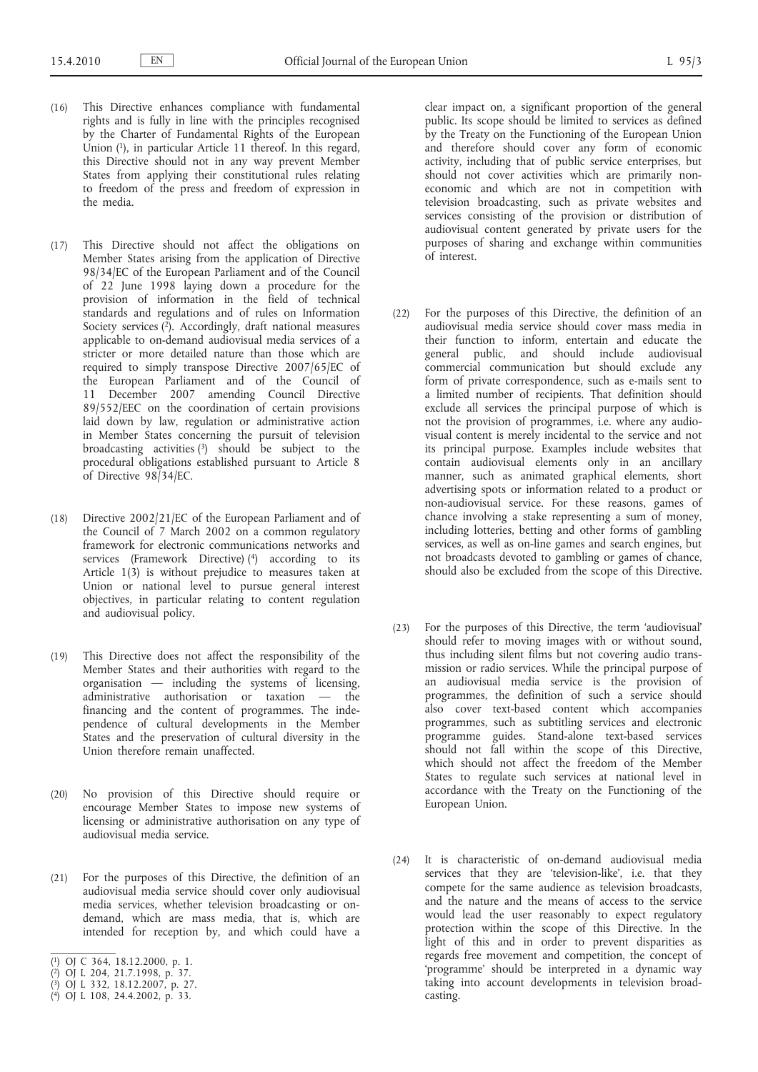(16) This Directive enhances compliance with fundamental rights and is fully in line with the principles recognised by the Charter of Fundamental Rights of the European Union [1], in particular Article 11 thereof. In this regard, this Directive should not in any way prevent Member States from applying their constitutional rules relating to freedom of the press and freedom of expression in the media.

(17) This Directive should not affect the obligations on Member States arising from the application of Directive 98/34/EC of the European Parliament and of the Council of 22 June 1998 laying down a procedure for the provision of information in the field of technical standards and regulations and of rules on Information Society services [2]. Accordingly, draft national measures applicable to on-demand audiovisual media services of a stricter or more detailed nature than those which are required to simply transpose Directive 2007/65/EC of the European Parliament and of the Council of 11 December 2007 amending Council Directive 89/552/EEC on the coordination of certain provisions laid down by law, regulation or administrative action in Member States concerning the pursuit of television broadcasting activities [3] should be subject to the procedural obligations established pursuant to Article 8 of Directive 98/34/EC.

(18) Directive 2002/21/EC of the European Parliament and of the Council of 7 March 2002 on a common regulatory framework for electronic communications networks and services (Framework Directive) [4] according to its Article 1(3) is without prejudice to measures taken at Union or national level to pursue general interest objectives, in particular relating to content regulation and audiovisual policy.

(19) This Directive does not affect the responsibility of the Member States and their authorities with regard to the organisation — including the systems of licensing, administrative authorisation or taxation — the financing and the content of programmes. The independence of cultural developments in the Member States and the preservation of cultural diversity in the Union therefore remain unaffected.

(20) No provision of this Directive should require or encourage Member States to impose new systems of licensing or administrative authorisation on any type of audiovisual media service.

(21) For the purposes of this Directive, the definition of an audiovisual media service should cover only audiovisual media services, whether television broadcasting or on-demand, which are mass media, that is, which are intended for reception by, and which could have a clear impact on, a significant proportion of the general public. Its scope should be limited to services as defined by the Treaty on the Functioning of the European Union and therefore should cover any form of economic activity, including that of public service enterprises, but should not cover activities which are primarily non-economic and which are not in competition with television broadcasting, such as private websites and services consisting of the provision or distribution of audiovisual content generated by private users for the purposes of sharing and exchange within communities of interest.

(22) For the purposes of this Directive, the definition of an audiovisual media service should cover mass media in their function to inform, entertain and educate the general public, and should include audiovisual commercial communication but should exclude any form of private correspondence, such as e-mails sent to a limited number of recipients. That definition should exclude all services the principal purpose of which is not the provision of programmes, i.e. where any audiovisual content is merely incidental to the service and not its principal purpose. Examples include websites that contain audiovisual elements only in an ancillary manner, such as animated graphical elements, short advertising spots or information related to a product or non-audiovisual service. For these reasons, games of chance involving a stake representing a sum of money, including lotteries, betting and other forms of gambling services, as well as on-line games and search engines, but not broadcasts devoted to gambling or games of chance, should also be excluded from the scope of this Directive.

(23) For the purposes of this Directive, the term 'audiovisual' should refer to moving images with or without sound, thus including silent films but not covering audio transmission or radio services. While the principal purpose of an audiovisual media service is the provision of programmes, the definition of such a service should also cover text-based content which accompanies programmes, such as subtitling services and electronic programme guides. Stand-alone text-based services should not fall within the scope of this Directive, which should not affect the freedom of the Member States to regulate such services at national level in accordance with the Treaty on the Functioning of the European Union.

(24) It is characteristic of on-demand audiovisual media services that they are 'television-like', i.e. that they compete for the same audience as television broadcasts, and the nature and the means of access to the service would lead the user reasonably to expect regulatory protection within the scope of this Directive. In the light of this and in order to prevent disparities as regards free movement and competition, the concept of 'programme' should be interpreted in a dynamic way taking into account developments in television broadcasting.

---

[1] OJ C 364, 18.12.2000, p. 1.
[2] OJ L 204, 21.7.1998, p. 37.
[3] OJ L 332, 18.12.2007, p. 27.
[4] OJ L 108, 24.4.2002, p. 33.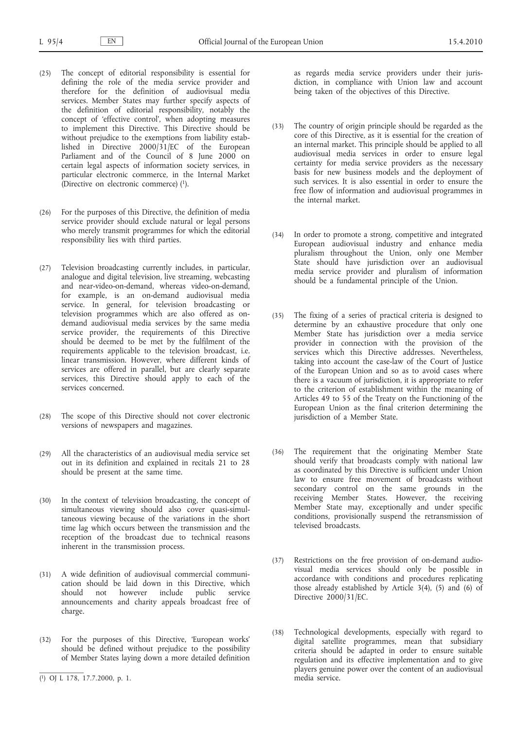(25) The concept of editorial responsibility is essential for defining the role of the media service provider and therefore for the definition of audiovisual media services. Member States may further specify aspects of the definition of editorial responsibility, notably the concept of 'effective control', when adopting measures to implement this Directive. This Directive should be without prejudice to the exemptions from liability established in Directive 2000/31/EC of the European Parliament and of the Council of 8 June 2000 on certain legal aspects of information society services, in particular electronic commerce, in the Internal Market (Directive on electronic commerce) [1].

(26) For the purposes of this Directive, the definition of media service provider should exclude natural or legal persons who merely transmit programmes for which the editorial responsibility lies with third parties.

(27) Television broadcasting currently includes, in particular, analogue and digital television, live streaming, webcasting and near-video-on-demand, whereas video-on-demand, for example, is an on-demand audiovisual media service. In general, for television broadcasting or television programmes which are also offered as on-demand audiovisual media services by the same media service provider, the requirements of this Directive should be deemed to be met by the fulfilment of the requirements applicable to the television broadcast, i.e. linear transmission. However, where different kinds of services are offered in parallel, but are clearly separate services, this Directive should apply to each of the services concerned.

(28) The scope of this Directive should not cover electronic versions of newspapers and magazines.

(29) All the characteristics of an audiovisual media service set out in its definition and explained in recitals 21 to 28 should be present at the same time.

(30) In the context of television broadcasting, the concept of simultaneous viewing should also cover quasi-simultaneous viewing because of the variations in the short time lag which occurs between the transmission and the reception of the broadcast due to technical reasons inherent in the transmission process.

(31) A wide definition of audiovisual commercial communication should be laid down in this Directive, which should not however include public service announcements and charity appeals broadcast free of charge.

(32) For the purposes of this Directive, 'European works' should be defined without prejudice to the possibility of Member States laying down a more detailed definition as regards media service providers under their jurisdiction, in compliance with Union law and account being taken of the objectives of this Directive.

(33) The country of origin principle should be regarded as the core of this Directive, as it is essential for the creation of an internal market. This principle should be applied to all audiovisual media services in order to ensure legal certainty for media service providers as the necessary basis for new business models and the deployment of such services. It is also essential in order to ensure the free flow of information and audiovisual programmes in the internal market.

(34) In order to promote a strong, competitive and integrated European audiovisual industry and enhance media pluralism throughout the Union, only one Member State should have jurisdiction over an audiovisual media service provider and pluralism of information should be a fundamental principle of the Union.

(35) The fixing of a series of practical criteria is designed to determine by an exhaustive procedure that only one Member State has jurisdiction over a media service provider in connection with the provision of the services which this Directive addresses. Nevertheless, taking into account the case-law of the Court of Justice of the European Union and so as to avoid cases where there is a vacuum of jurisdiction, it is appropriate to refer to the criterion of establishment within the meaning of Articles 49 to 55 of the Treaty on the Functioning of the European Union as the final criterion determining the jurisdiction of a Member State.

(36) The requirement that the originating Member State should verify that broadcasts comply with national law as coordinated by this Directive is sufficient under Union law to ensure free movement of broadcasts without secondary control on the same grounds in the receiving Member States. However, the receiving Member State may, exceptionally and under specific conditions, provisionally suspend the retransmission of televised broadcasts.

(37) Restrictions on the free provision of on-demand audiovisual media services should only be possible in accordance with conditions and procedures replicating those already established by Article 3(4), (5) and (6) of Directive 2000/31/EC.

(38) Technological developments, especially with regard to digital satellite programmes, mean that subsidiary criteria should be adapted in order to ensure suitable regulation and its effective implementation and to give players genuine power over the content of an audiovisual media service.

---

[1] OJ L 178, 17.7.2000, p. 1.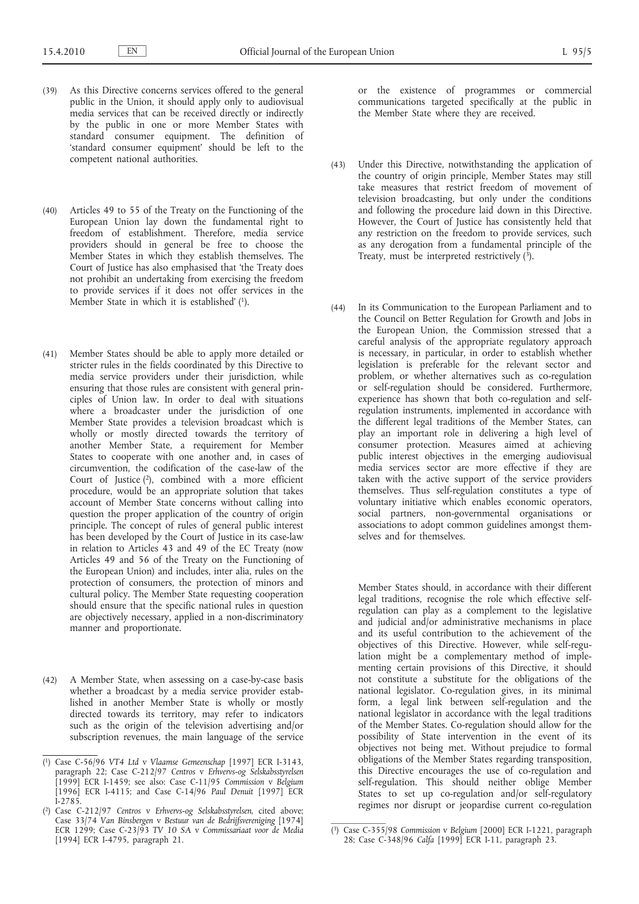(39) As this Directive concerns services offered to the general public in the Union, it should apply only to audiovisual media services that can be received directly or indirectly by the public in one or more Member States with standard consumer equipment. The definition of 'standard consumer equipment' should be left to the competent national authorities.

(40) Articles 49 to 55 of the Treaty on the Functioning of the European Union lay down the fundamental right to freedom of establishment. Therefore, media service providers should in general be free to choose the Member States in which they establish themselves. The Court of Justice has also emphasised that 'the Treaty does not prohibit an undertaking from exercising the freedom to provide services if it does not offer services in the Member State in which it is established' [1].

(41) Member States should be able to apply more detailed or stricter rules in the fields coordinated by this Directive to media service providers under their jurisdiction, while ensuring that those rules are consistent with general principles of Union law. In order to deal with situations where a broadcaster under the jurisdiction of one Member State provides a television broadcast which is wholly or mostly directed towards the territory of another Member State, a requirement for Member States to cooperate with one another and, in cases of circumvention, the codification of the case-law of the Court of Justice [2], combined with a more efficient procedure, would be an appropriate solution that takes account of Member State concerns without calling into question the proper application of the country of origin principle. The concept of rules of general public interest has been developed by the Court of Justice in its case-law in relation to Articles 43 and 49 of the EC Treaty (now Articles 49 and 56 of the Treaty on the Functioning of the European Union) and includes, inter alia, rules on the protection of consumers, the protection of minors and cultural policy. The Member State requesting cooperation should ensure that the specific national rules in question are objectively necessary, applied in a non-discriminatory manner and proportionate.

(42) A Member State, when assessing on a case-by-case basis whether a broadcast by a media service provider established in another Member State is wholly or mostly directed towards its territory, may refer to indicators such as the origin of the television advertising and/or subscription revenues, the main language of the service or the existence of programmes or commercial communications targeted specifically at the public in the Member State where they are received.

(43) Under this Directive, notwithstanding the application of the country of origin principle, Member States may still take measures that restrict freedom of movement of television broadcasting, but only under the conditions and following the procedure laid down in this Directive. However, the Court of Justice has consistently held that any restriction on the freedom to provide services, such as any derogation from a fundamental principle of the Treaty, must be interpreted restrictively [3].

(44) In its Communication to the European Parliament and to the Council on Better Regulation for Growth and Jobs in the European Union, the Commission stressed that a careful analysis of the appropriate regulatory approach is necessary, in particular, in order to establish whether legislation is preferable for the relevant sector and problem, or whether alternatives such as co-regulation or self-regulation should be considered. Furthermore, experience has shown that both co-regulation and self-regulation instruments, implemented in accordance with the different legal traditions of the Member States, can play an important role in delivering a high level of consumer protection. Measures aimed at achieving public interest objectives in the emerging audiovisual media services sector are more effective if they are taken with the active support of the service providers themselves. Thus self-regulation constitutes a type of voluntary initiative which enables economic operators, social partners, non-governmental organisations or associations to adopt common guidelines amongst themselves and for themselves.

Member States should, in accordance with their different legal traditions, recognise the role which effective self-regulation can play as a complement to the legislative and judicial and/or administrative mechanisms in place and its useful contribution to the achievement of the objectives of this Directive. However, while self-regulation might be a complementary method of implementing certain provisions of this Directive, it should not constitute a substitute for the obligations of the national legislator. Co-regulation gives, in its minimal form, a legal link between self-regulation and the national legislator in accordance with the legal traditions of the Member States. Co-regulation should allow for the possibility of State intervention in the event of its objectives not being met. Without prejudice to formal obligations of the Member States regarding transposition, this Directive encourages the use of co-regulation and self-regulation. This should neither oblige Member States to set up co-regulation and/or self-regulatory regimes nor disrupt or jeopardise current co-regulation

---

[1] Case C-56/96 *VT4 Ltd* v *Vlaamse Gemeenschap* [1997] ECR I-3143, paragraph 22; Case C-212/97 *Centros* v *Erhvervs-og Selskabsstyrelsen* [1999] ECR I-1459; see also: Case C-11/95 *Commission* v *Belgium* [1996] ECR I-4115; and Case C-14/96 *Paul Denuit* [1997] ECR I-2785.

[2] Case C-212/97 *Centros* v *Erhvervs-og Selskabsstyrelsen*, cited above; Case 33/74 *Van Binsbergen* v *Bestuur van de Bedrijfsvereniging* [1974] ECR 1299; Case C-23/93 *TV 10 SA* v *Commissariaat voor de Media* [1994] ECR I-4795, paragraph 21.

[3] Case C-355/98 *Commission* v *Belgium* [2000] ECR I-1221, paragraph 28; Case C-348/96 *Calfa* [1999] ECR I-11, paragraph 23.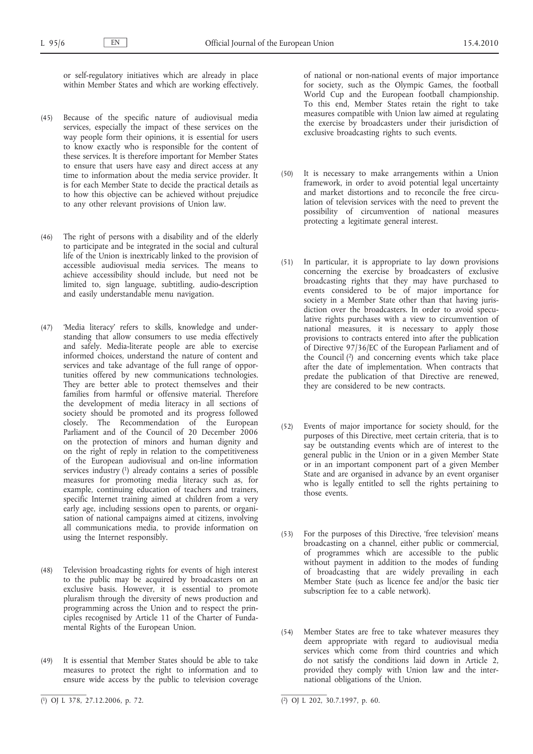or self-regulatory initiatives which are already in place within Member States and which are working effectively.

(45) Because of the specific nature of audiovisual media services, especially the impact of these services on the way people form their opinions, it is essential for users to know exactly who is responsible for the content of these services. It is therefore important for Member States to ensure that users have easy and direct access at any time to information about the media service provider. It is for each Member State to decide the practical details as to how this objective can be achieved without prejudice to any other relevant provisions of Union law.

(46) The right of persons with a disability and of the elderly to participate and be integrated in the social and cultural life of the Union is inextricably linked to the provision of accessible audiovisual media services. The means to achieve accessibility should include, but need not be limited to, sign language, subtitling, audio-description and easily understandable menu navigation.

(47) 'Media literacy' refers to skills, knowledge and understanding that allow consumers to use media effectively and safely. Media-literate people are able to exercise informed choices, understand the nature of content and services and take advantage of the full range of opportunities offered by new communications technologies. They are better able to protect themselves and their families from harmful or offensive material. Therefore the development of media literacy in all sections of society should be promoted and its progress followed closely. The Recommendation of the European Parliament and of the Council of 20 December 2006 on the protection of minors and human dignity and on the right of reply in relation to the competitiveness of the European audiovisual and on-line information services industry [1] already contains a series of possible measures for promoting media literacy such as, for example, continuing education of teachers and trainers, specific Internet training aimed at children from a very early age, including sessions open to parents, or organisation of national campaigns aimed at citizens, involving all communications media, to provide information on using the Internet responsibly.

(48) Television broadcasting rights for events of high interest to the public may be acquired by broadcasters on an exclusive basis. However, it is essential to promote pluralism through the diversity of news production and programming across the Union and to respect the principles recognised by Article 11 of the Charter of Fundamental Rights of the European Union.

(49) It is essential that Member States should be able to take measures to protect the right to information and to ensure wide access by the public to television coverage of national or non-national events of major importance for society, such as the Olympic Games, the football World Cup and the European football championship. To this end, Member States retain the right to take measures compatible with Union law aimed at regulating the exercise by broadcasters under their jurisdiction of exclusive broadcasting rights to such events.

(50) It is necessary to make arrangements within a Union framework, in order to avoid potential legal uncertainty and market distortions and to reconcile the free circulation of television services with the need to prevent the possibility of circumvention of national measures protecting a legitimate general interest.

(51) In particular, it is appropriate to lay down provisions concerning the exercise by broadcasters of exclusive broadcasting rights that they may have purchased to events considered to be of major importance for society in a Member State other than that having jurisdiction over the broadcasters. In order to avoid speculative rights purchases with a view to circumvention of national measures, it is necessary to apply those provisions to contracts entered into after the publication of Directive 97/36/EC of the European Parliament and of the Council [2] and concerning events which take place after the date of implementation. When contracts that predate the publication of that Directive are renewed, they are considered to be new contracts.

(52) Events of major importance for society should, for the purposes of this Directive, meet certain criteria, that is to say be outstanding events which are of interest to the general public in the Union or in a given Member State or in an important component part of a given Member State and are organised in advance by an event organiser who is legally entitled to sell the rights pertaining to those events.

(53) For the purposes of this Directive, 'free television' means broadcasting on a channel, either public or commercial, of programmes which are accessible to the public without payment in addition to the modes of funding of broadcasting that are widely prevailing in each Member State (such as licence fee and/or the basic tier subscription fee to a cable network).

(54) Member States are free to take whatever measures they deem appropriate with regard to audiovisual media services which come from third countries and which do not satisfy the conditions laid down in Article 2, provided they comply with Union law and the international obligations of the Union.

---

[1] OJ L 378, 27.12.2006, p. 72.

[2] OJ L 202, 30.7.1997, p. 60.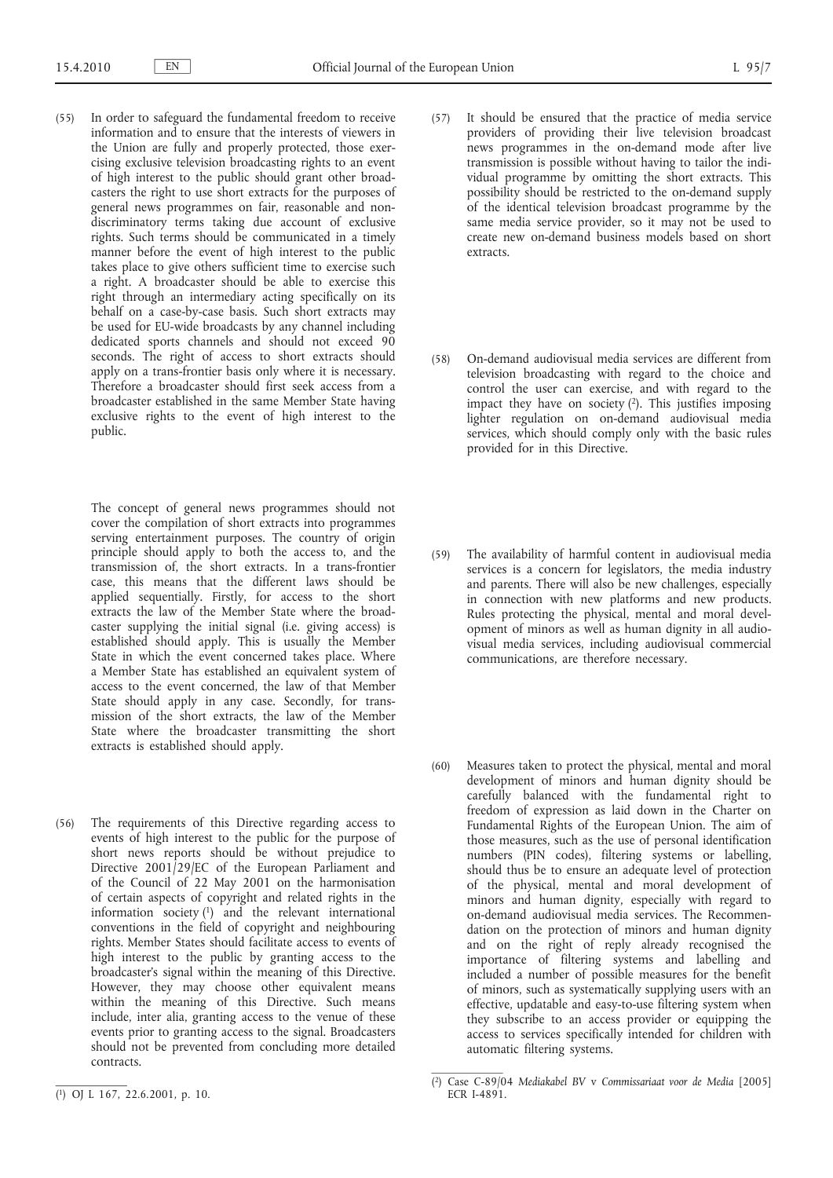(55) In order to safeguard the fundamental freedom to receive information and to ensure that the interests of viewers in the Union are fully and properly protected, those exercising exclusive television broadcasting rights to an event of high interest to the public should grant other broadcasters the right to use short extracts for the purposes of general news programmes on fair, reasonable and non-discriminatory terms taking due account of exclusive rights. Such terms should be communicated in a timely manner before the event of high interest to the public takes place to give others sufficient time to exercise such a right. A broadcaster should be able to exercise this right through an intermediary acting specifically on its behalf on a case-by-case basis. Such short extracts may be used for EU-wide broadcasts by any channel including dedicated sports channels and should not exceed 90 seconds. The right of access to short extracts should apply on a trans-frontier basis only where it is necessary. Therefore a broadcaster should first seek access from a broadcaster established in the same Member State having exclusive rights to the event of high interest to the public.

The concept of general news programmes should not cover the compilation of short extracts into programmes serving entertainment purposes. The country of origin principle should apply to both the access to, and the transmission of, the short extracts. In a trans-frontier case, this means that the different laws should be applied sequentially. Firstly, for access to the short extracts the law of the Member State where the broadcaster supplying the initial signal (i.e. giving access) is established should apply. This is usually the Member State in which the event concerned takes place. Where a Member State has established an equivalent system of access to the event concerned, the law of that Member State should apply in any case. Secondly, for transmission of the short extracts, the law of the Member State where the broadcaster transmitting the short extracts is established should apply.

(56) The requirements of this Directive regarding access to events of high interest to the public for the purpose of short news reports should be without prejudice to Directive 2001/29/EC of the European Parliament and of the Council of 22 May 2001 on the harmonisation of certain aspects of copyright and related rights in the information society [1] and the relevant international conventions in the field of copyright and neighbouring rights. Member States should facilitate access to events of high interest to the public by granting access to the broadcaster's signal within the meaning of this Directive. However, they may choose other equivalent means within the meaning of this Directive. Such means include, inter alia, granting access to the venue of these events prior to granting access to the signal. Broadcasters should not be prevented from concluding more detailed contracts.

(57) It should be ensured that the practice of media service providers of providing their live television broadcast news programmes in the on-demand mode after live transmission is possible without having to tailor the individual programme by omitting the short extracts. This possibility should be restricted to the on-demand supply of the identical television broadcast programme by the same media service provider, so it may not be used to create new on-demand business models based on short extracts.

(58) On-demand audiovisual media services are different from television broadcasting with regard to the choice and control the user can exercise, and with regard to the impact they have on society [2]. This justifies imposing lighter regulation on on-demand audiovisual media services, which should comply only with the basic rules provided for in this Directive.

(59) The availability of harmful content in audiovisual media services is a concern for legislators, the media industry and parents. There will also be new challenges, especially in connection with new platforms and new products. Rules protecting the physical, mental and moral development of minors as well as human dignity in all audiovisual media services, including audiovisual commercial communications, are therefore necessary.

(60) Measures taken to protect the physical, mental and moral development of minors and human dignity should be carefully balanced with the fundamental right to freedom of expression as laid down in the Charter on Fundamental Rights of the European Union. The aim of those measures, such as the use of personal identification numbers (PIN codes), filtering systems or labelling, should thus be to ensure an adequate level of protection of the physical, mental and moral development of minors and human dignity, especially with regard to on-demand audiovisual media services. The Recommendation on the protection of minors and human dignity and on the right of reply already recognised the importance of filtering systems and labelling and included a number of possible measures for the benefit of minors, such as systematically supplying users with an effective, updatable and easy-to-use filtering system when they subscribe to an access provider or equipping the access to services specifically intended for children with automatic filtering systems.

---

[1] OJ L 167, 22.6.2001, p. 10.

[2] Case C-89/04 *Mediakabel BV* v *Commissariaat voor de Media* [2005] ECR I-4891.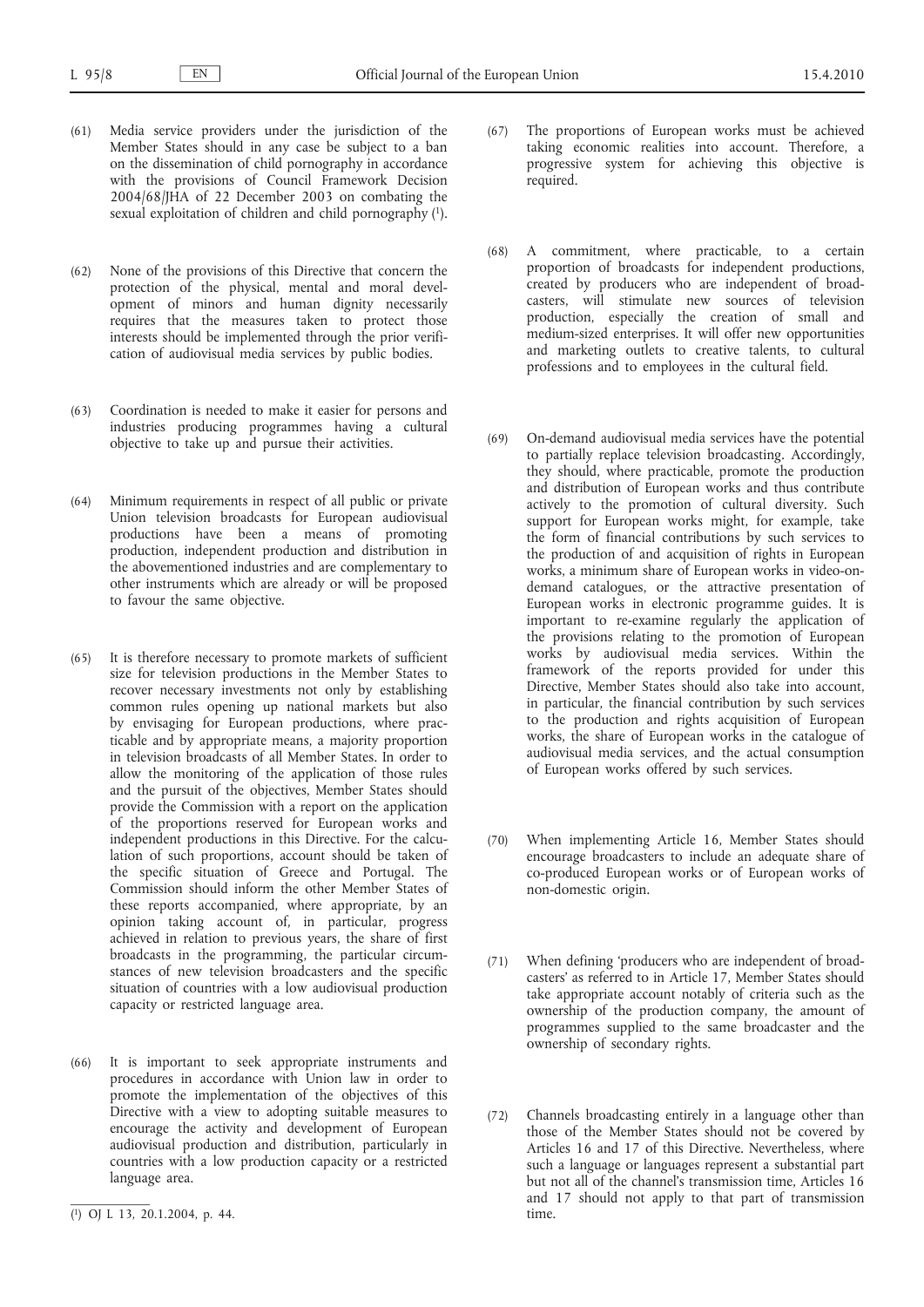(61) Media service providers under the jurisdiction of the Member States should in any case be subject to a ban on the dissemination of child pornography in accordance with the provisions of Council Framework Decision 2004/68/JHA of 22 December 2003 on combating the sexual exploitation of children and child pornography [1].

(62) None of the provisions of this Directive that concern the protection of the physical, mental and moral development of minors and human dignity necessarily requires that the measures taken to protect those interests should be implemented through the prior verification of audiovisual media services by public bodies.

(63) Coordination is needed to make it easier for persons and industries producing programmes having a cultural objective to take up and pursue their activities.

(64) Minimum requirements in respect of all public or private Union television broadcasts for European audiovisual productions have been a means of promoting production, independent production and distribution in the abovementioned industries and are complementary to other instruments which are already or will be proposed to favour the same objective.

(65) It is therefore necessary to promote markets of sufficient size for television productions in the Member States to recover necessary investments not only by establishing common rules opening up national markets but also by envisaging for European productions, where practicable and by appropriate means, a majority proportion in television broadcasts of all Member States. In order to allow the monitoring of the application of those rules and the pursuit of the objectives, Member States should provide the Commission with a report on the application of the proportions reserved for European works and independent productions in this Directive. For the calculation of such proportions, account should be taken of the specific situation of Greece and Portugal. The Commission should inform the other Member States of these reports accompanied, where appropriate, by an opinion taking account of, in particular, progress achieved in relation to previous years, the share of first broadcasts in the programming, the particular circumstances of new television broadcasters and the specific situation of countries with a low audiovisual production capacity or restricted language area.

(66) It is important to seek appropriate instruments and procedures in accordance with Union law in order to promote the implementation of the objectives of this Directive with a view to adopting suitable measures to encourage the activity and development of European audiovisual production and distribution, particularly in countries with a low production capacity or a restricted language area.

(67) The proportions of European works must be achieved taking economic realities into account. Therefore, a progressive system for achieving this objective is required.

(68) A commitment, where practicable, to a certain proportion of broadcasts for independent productions, created by producers who are independent of broadcasters, will stimulate new sources of television production, especially the creation of small and medium-sized enterprises. It will offer new opportunities and marketing outlets to creative talents, to cultural professions and to employees in the cultural field.

(69) On-demand audiovisual media services have the potential to partially replace television broadcasting. Accordingly, they should, where practicable, promote the production and distribution of European works and thus contribute actively to the promotion of cultural diversity. Such support for European works might, for example, take the form of financial contributions by such services to the production of and acquisition of rights in European works, a minimum share of European works in video-on-demand catalogues, or the attractive presentation of European works in electronic programme guides. It is important to re-examine regularly the application of the provisions relating to the promotion of European works by audiovisual media services. Within the framework of the reports provided for under this Directive, Member States should also take into account, in particular, the financial contribution by such services to the production and rights acquisition of European works, the share of European works in the catalogue of audiovisual media services, and the actual consumption of European works offered by such services.

(70) When implementing Article 16, Member States should encourage broadcasters to include an adequate share of co-produced European works or of European works of non-domestic origin.

(71) When defining 'producers who are independent of broadcasters' as referred to in Article 17, Member States should take appropriate account notably of criteria such as the ownership of the production company, the amount of programmes supplied to the same broadcaster and the ownership of secondary rights.

(72) Channels broadcasting entirely in a language other than those of the Member States should not be covered by Articles 16 and 17 of this Directive. Nevertheless, where such a language or languages represent a substantial part but not all of the channel's transmission time, Articles 16 and 17 should not apply to that part of transmission time.

---

[1] OJ L 13, 20.1.2004, p. 44.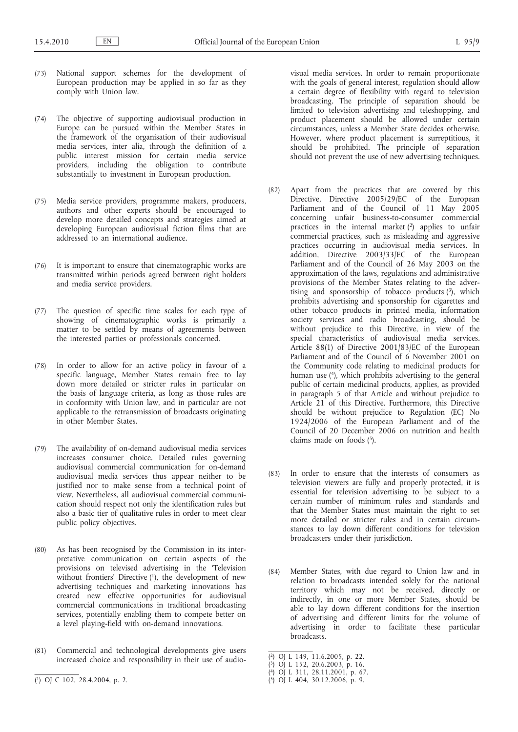(73) National support schemes for the development of European production may be applied in so far as they comply with Union law.

(74) The objective of supporting audiovisual production in Europe can be pursued within the Member States in the framework of the organisation of their audiovisual media services, inter alia, through the definition of a public interest mission for certain media service providers, including the obligation to contribute substantially to investment in European production.

(75) Media service providers, programme makers, producers, authors and other experts should be encouraged to develop more detailed concepts and strategies aimed at developing European audiovisual fiction films that are addressed to an international audience.

(76) It is important to ensure that cinematographic works are transmitted within periods agreed between right holders and media service providers.

(77) The question of specific time scales for each type of showing of cinematographic works is primarily a matter to be settled by means of agreements between the interested parties or professionals concerned.

(78) In order to allow for an active policy in favour of a specific language, Member States remain free to lay down more detailed or stricter rules in particular on the basis of language criteria, as long as those rules are in conformity with Union law, and in particular are not applicable to the retransmission of broadcasts originating in other Member States.

(79) The availability of on-demand audiovisual media services increases consumer choice. Detailed rules governing audiovisual commercial communication for on-demand audiovisual media services thus appear neither to be justified nor to make sense from a technical point of view. Nevertheless, all audiovisual commercial communication should respect not only the identification rules but also a basic tier of qualitative rules in order to meet clear public policy objectives.

(80) As has been recognised by the Commission in its interpretative communication on certain aspects of the provisions on televised advertising in the 'Television without frontiers' Directive [1], the development of new advertising techniques and marketing innovations has created new effective opportunities for audiovisual commercial communications in traditional broadcasting services, potentially enabling them to compete better on a level playing-field with on-demand innovations.

(81) Commercial and technological developments give users increased choice and responsibility in their use of audiovisual media services. In order to remain proportionate with the goals of general interest, regulation should allow a certain degree of flexibility with regard to television broadcasting. The principle of separation should be limited to television advertising and teleshopping, and product placement should be allowed under certain circumstances, unless a Member State decides otherwise. However, where product placement is surreptitious, it should be prohibited. The principle of separation should not prevent the use of new advertising techniques.

(82) Apart from the practices that are covered by this Directive, Directive 2005/29/EC of the European Parliament and of the Council of 11 May 2005 concerning unfair business-to-consumer commercial practices in the internal market [2] applies to unfair commercial practices, such as misleading and aggressive practices occurring in audiovisual media services. In addition, Directive 2003/33/EC of the European Parliament and of the Council of 26 May 2003 on the approximation of the laws, regulations and administrative provisions of the Member States relating to the advertising and sponsorship of tobacco products [3], which prohibits advertising and sponsorship for cigarettes and other tobacco products in printed media, information society services and radio broadcasting, should be without prejudice to this Directive, in view of the special characteristics of audiovisual media services. Article 88(1) of Directive 2001/83/EC of the European Parliament and of the Council of 6 November 2001 on the Community code relating to medicinal products for human use [4], which prohibits advertising to the general public of certain medicinal products, applies, as provided in paragraph 5 of that Article and without prejudice to Article 21 of this Directive. Furthermore, this Directive should be without prejudice to Regulation (EC) No 1924/2006 of the European Parliament and of the Council of 20 December 2006 on nutrition and health claims made on foods [5].

(83) In order to ensure that the interests of consumers as television viewers are fully and properly protected, it is essential for television advertising to be subject to a certain number of minimum rules and standards and that the Member States must maintain the right to set more detailed or stricter rules and in certain circumstances to lay down different conditions for television broadcasters under their jurisdiction.

(84) Member States, with due regard to Union law and in relation to broadcasts intended solely for the national territory which may not be received, directly or indirectly, in one or more Member States, should be able to lay down different conditions for the insertion of advertising and different limits for the volume of advertising in order to facilitate these particular broadcasts.

---

[1] OJ C 102, 28.4.2004, p. 2.

[2] OJ L 149, 11.6.2005, p. 22.

[3] OJ L 152, 20.6.2003, p. 16.

[4] OJ L 311, 28.11.2001, p. 67.

[5] OJ L 404, 30.12.2006, p. 9.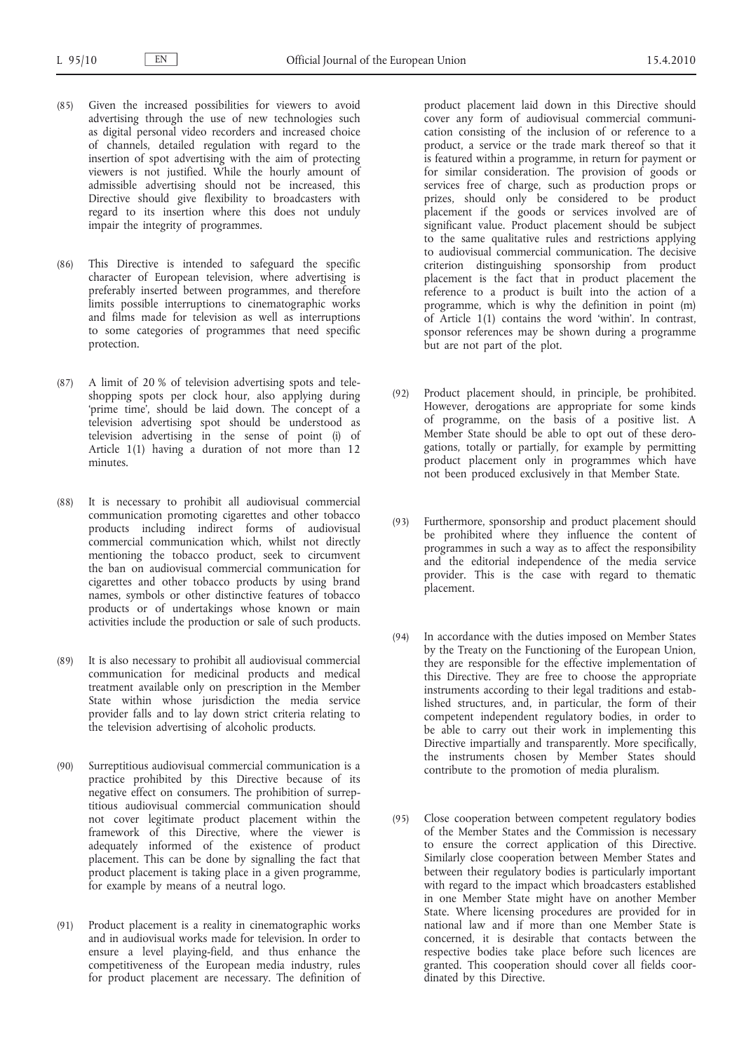(85) Given the increased possibilities for viewers to avoid advertising through the use of new technologies such as digital personal video recorders and increased choice of channels, detailed regulation with regard to the insertion of spot advertising with the aim of protecting viewers is not justified. While the hourly amount of admissible advertising should not be increased, this Directive should give flexibility to broadcasters with regard to its insertion where this does not unduly impair the integrity of programmes.

(86) This Directive is intended to safeguard the specific character of European television, where advertising is preferably inserted between programmes, and therefore limits possible interruptions to cinematographic works and films made for television as well as interruptions to some categories of programmes that need specific protection.

(87) A limit of 20 % of television advertising spots and teleshopping spots per clock hour, also applying during 'prime time', should be laid down. The concept of a television advertising spot should be understood as television advertising in the sense of point (i) of Article 1(1) having a duration of not more than 12 minutes.

(88) It is necessary to prohibit all audiovisual commercial communication promoting cigarettes and other tobacco products including indirect forms of audiovisual commercial communication which, whilst not directly mentioning the tobacco product, seek to circumvent the ban on audiovisual commercial communication for cigarettes and other tobacco products by using brand names, symbols or other distinctive features of tobacco products or of undertakings whose known or main activities include the production or sale of such products.

(89) It is also necessary to prohibit all audiovisual commercial communication for medicinal products and medical treatment available only on prescription in the Member State within whose jurisdiction the media service provider falls and to lay down strict criteria relating to the television advertising of alcoholic products.

(90) Surreptitious audiovisual commercial communication is a practice prohibited by this Directive because of its negative effect on consumers. The prohibition of surreptitious audiovisual commercial communication should not cover legitimate product placement within the framework of this Directive, where the viewer is adequately informed of the existence of product placement. This can be done by signalling the fact that product placement is taking place in a given programme, for example by means of a neutral logo.

(91) Product placement is a reality in cinematographic works and in audiovisual works made for television. In order to ensure a level playing-field, and thus enhance the competitiveness of the European media industry, rules for product placement are necessary. The definition of product placement laid down in this Directive should cover any form of audiovisual commercial communication consisting of the inclusion of or reference to a product, a service or the trade mark thereof so that it is featured within a programme, in return for payment or for similar consideration. The provision of goods or services free of charge, such as production props or prizes, should only be considered to be product placement if the goods or services involved are of significant value. Product placement should be subject to the same qualitative rules and restrictions applying to audiovisual commercial communication. The decisive criterion distinguishing sponsorship from product placement is the fact that in product placement the reference to a product is built into the action of a programme, which is why the definition in point (m) of Article 1(1) contains the word 'within'. In contrast, sponsor references may be shown during a programme but are not part of the plot.

(92) Product placement should, in principle, be prohibited. However, derogations are appropriate for some kinds of programme, on the basis of a positive list. A Member State should be able to opt out of these derogations, totally or partially, for example by permitting product placement only in programmes which have not been produced exclusively in that Member State.

(93) Furthermore, sponsorship and product placement should be prohibited where they influence the content of programmes in such a way as to affect the responsibility and the editorial independence of the media service provider. This is the case with regard to thematic placement.

(94) In accordance with the duties imposed on Member States by the Treaty on the Functioning of the European Union, they are responsible for the effective implementation of this Directive. They are free to choose the appropriate instruments according to their legal traditions and established structures, and, in particular, the form of their competent independent regulatory bodies, in order to be able to carry out their work in implementing this Directive impartially and transparently. More specifically, the instruments chosen by Member States should contribute to the promotion of media pluralism.

(95) Close cooperation between competent regulatory bodies of the Member States and the Commission is necessary to ensure the correct application of this Directive. Similarly close cooperation between Member States and between their regulatory bodies is particularly important with regard to the impact which broadcasters established in one Member State might have on another Member State. Where licensing procedures are provided for in national law and if more than one Member State is concerned, it is desirable that contacts between the respective bodies take place before such licences are granted. This cooperation should cover all fields coordinated by this Directive.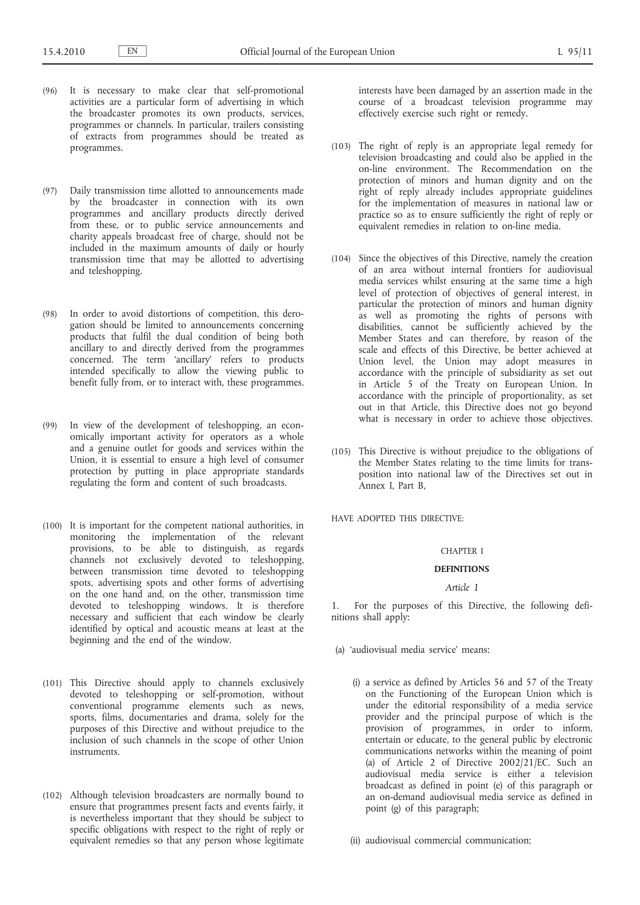(96) It is necessary to make clear that self-promotional activities are a particular form of advertising in which the broadcaster promotes its own products, services, programmes or channels. In particular, trailers consisting of extracts from programmes should be treated as programmes.

(97) Daily transmission time allotted to announcements made by the broadcaster in connection with its own programmes and ancillary products directly derived from these, or to public service announcements and charity appeals broadcast free of charge, should not be included in the maximum amounts of daily or hourly transmission time that may be allotted to advertising and teleshopping.

(98) In order to avoid distortions of competition, this derogation should be limited to announcements concerning products that fulfil the dual condition of being both ancillary to and directly derived from the programmes concerned. The term 'ancillary' refers to products intended specifically to allow the viewing public to benefit fully from, or to interact with, these programmes.

(99) In view of the development of teleshopping, an economically important activity for operators as a whole and a genuine outlet for goods and services within the Union, it is essential to ensure a high level of consumer protection by putting in place appropriate standards regulating the form and content of such broadcasts.

(100) It is important for the competent national authorities, in monitoring the implementation of the relevant provisions, to be able to distinguish, as regards channels not exclusively devoted to teleshopping, between transmission time devoted to teleshopping spots, advertising spots and other forms of advertising on the one hand and, on the other, transmission time devoted to teleshopping windows. It is therefore necessary and sufficient that each window be clearly identified by optical and acoustic means at least at the beginning and the end of the window.

(101) This Directive should apply to channels exclusively devoted to teleshopping or self-promotion, without conventional programme elements such as news, sports, films, documentaries and drama, solely for the purposes of this Directive and without prejudice to the inclusion of such channels in the scope of other Union instruments.

(102) Although television broadcasters are normally bound to ensure that programmes present facts and events fairly, it is nevertheless important that they should be subject to specific obligations with respect to the right of reply or equivalent remedies so that any person whose legitimate interests have been damaged by an assertion made in the course of a broadcast television programme may effectively exercise such right or remedy.

(103) The right of reply is an appropriate legal remedy for television broadcasting and could also be applied in the on-line environment. The Recommendation on the protection of minors and human dignity and on the right of reply already includes appropriate guidelines for the implementation of measures in national law or practice so as to ensure sufficiently the right of reply or equivalent remedies in relation to on-line media.

(104) Since the objectives of this Directive, namely the creation of an area without internal frontiers for audiovisual media services whilst ensuring at the same time a high level of protection of objectives of general interest, in particular the protection of minors and human dignity as well as promoting the rights of persons with disabilities, cannot be sufficiently achieved by the Member States and can therefore, by reason of the scale and effects of this Directive, be better achieved at Union level, the Union may adopt measures in accordance with the principle of subsidiarity as set out in Article 5 of the Treaty on European Union. In accordance with the principle of proportionality, as set out in that Article, this Directive does not go beyond what is necessary in order to achieve those objectives.

(105) This Directive is without prejudice to the obligations of the Member States relating to the time limits for transposition into national law of the Directives set out in Annex I, Part B,

HAVE ADOPTED THIS DIRECTIVE:

## CHAPTER I

## DEFINITIONS

### *Article 1*

1. For the purposes of this Directive, the following definitions shall apply:

(a) 'audiovisual media service' means:

(i) a service as defined by Articles 56 and 57 of the Treaty on the Functioning of the European Union which is under the editorial responsibility of a media service provider and the principal purpose of which is the provision of programmes, in order to inform, entertain or educate, to the general public by electronic communications networks within the meaning of point (a) of Article 2 of Directive 2002/21/EC. Such an audiovisual media service is either a television broadcast as defined in point (e) of this paragraph or an on-demand audiovisual media service as defined in point (g) of this paragraph;

(ii) audiovisual commercial communication;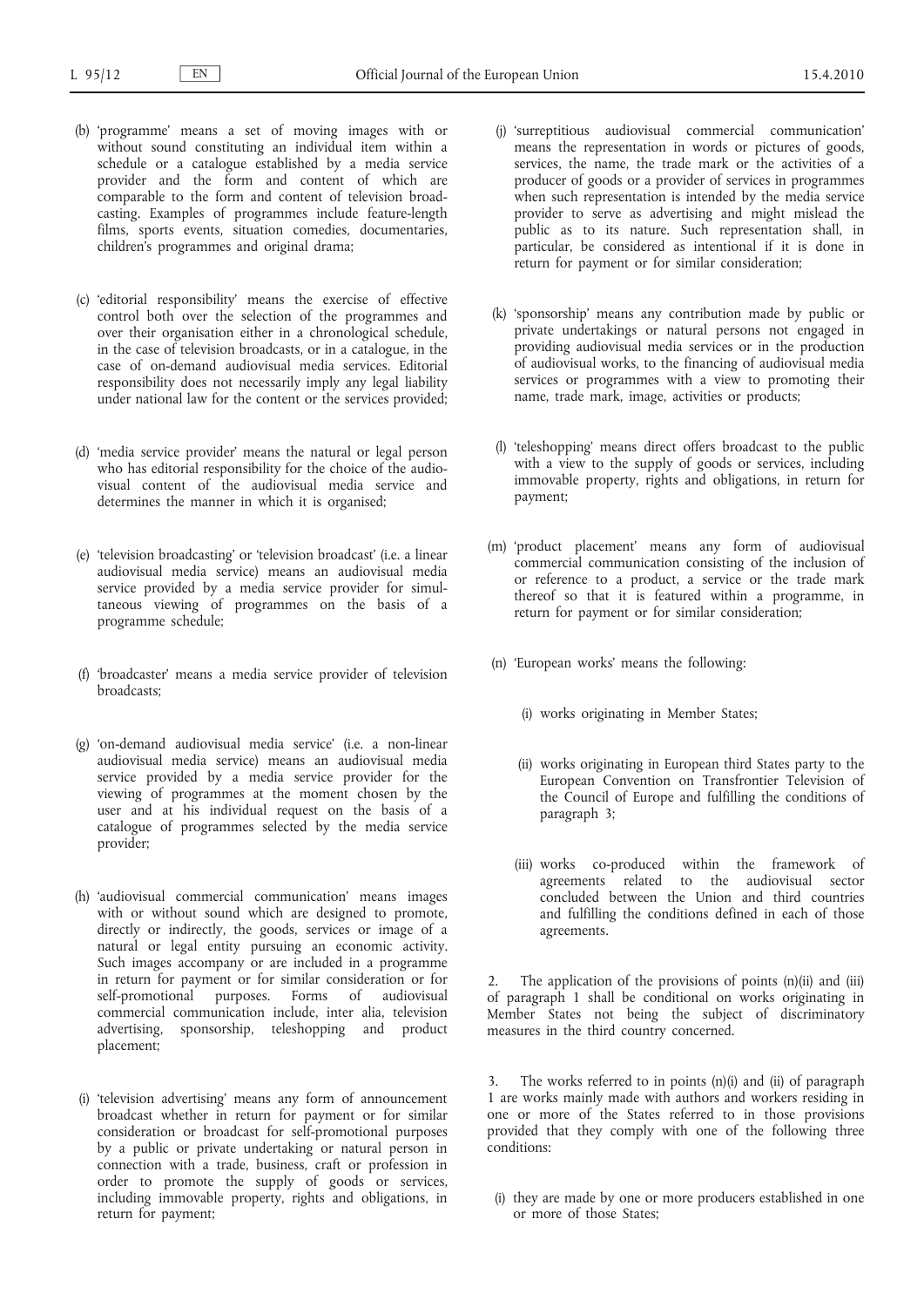(b) 'programme' means a set of moving images with or without sound constituting an individual item within a schedule or a catalogue established by a media service provider and the form and content of which are comparable to the form and content of television broadcasting. Examples of programmes include feature-length films, sports events, situation comedies, documentaries, children's programmes and original drama;

(c) 'editorial responsibility' means the exercise of effective control both over the selection of the programmes and over their organisation either in a chronological schedule, in the case of television broadcasts, or in a catalogue, in the case of on-demand audiovisual media services. Editorial responsibility does not necessarily imply any legal liability under national law for the content or the services provided;

(d) 'media service provider' means the natural or legal person who has editorial responsibility for the choice of the audiovisual content of the audiovisual media service and determines the manner in which it is organised;

(e) 'television broadcasting' or 'television broadcast' (i.e. a linear audiovisual media service) means an audiovisual media service provided by a media service provider for simultaneous viewing of programmes on the basis of a programme schedule;

(f) 'broadcaster' means a media service provider of television broadcasts;

(g) 'on-demand audiovisual media service' (i.e. a non-linear audiovisual media service) means an audiovisual media service provided by a media service provider for the viewing of programmes at the moment chosen by the user and at his individual request on the basis of a catalogue of programmes selected by the media service provider;

(h) 'audiovisual commercial communication' means images with or without sound which are designed to promote, directly or indirectly, the goods, services or image of a natural or legal entity pursuing an economic activity. Such images accompany or are included in a programme in return for payment or for similar consideration or for self-promotional purposes. Forms of audiovisual commercial communication include, inter alia, television advertising, sponsorship, teleshopping and product placement;

(i) 'television advertising' means any form of announcement broadcast whether in return for payment or for similar consideration or broadcast for self-promotional purposes by a public or private undertaking or natural person in connection with a trade, business, craft or profession in order to promote the supply of goods or services, including immovable property, rights and obligations, in return for payment;

(j) 'surreptitious audiovisual commercial communication' means the representation in words or pictures of goods, services, the name, the trade mark or the activities of a producer of goods or a provider of services in programmes when such representation is intended by the media service provider to serve as advertising and might mislead the public as to its nature. Such representation shall, in particular, be considered as intentional if it is done in return for payment or for similar consideration;

(k) 'sponsorship' means any contribution made by public or private undertakings or natural persons not engaged in providing audiovisual media services or in the production of audiovisual works, to the financing of audiovisual media services or programmes with a view to promoting their name, trade mark, image, activities or products;

(l) 'teleshopping' means direct offers broadcast to the public with a view to the supply of goods or services, including immovable property, rights and obligations, in return for payment;

(m) 'product placement' means any form of audiovisual commercial communication consisting of the inclusion of or reference to a product, a service or the trade mark thereof so that it is featured within a programme, in return for payment or for similar consideration;

(n) 'European works' means the following:

(i) works originating in Member States;

(ii) works originating in European third States party to the European Convention on Transfrontier Television of the Council of Europe and fulfilling the conditions of paragraph 3;

(iii) works co-produced within the framework of agreements related to the audiovisual sector concluded between the Union and third countries and fulfilling the conditions defined in each of those agreements.

2. The application of the provisions of points (n)(ii) and (iii) of paragraph 1 shall be conditional on works originating in Member States not being the subject of discriminatory measures in the third country concerned.

3. The works referred to in points (n)(i) and (ii) of paragraph 1 are works mainly made with authors and workers residing in one or more of the States referred to in those provisions provided that they comply with one of the following three conditions:

(i) they are made by one or more producers established in one or more of those States;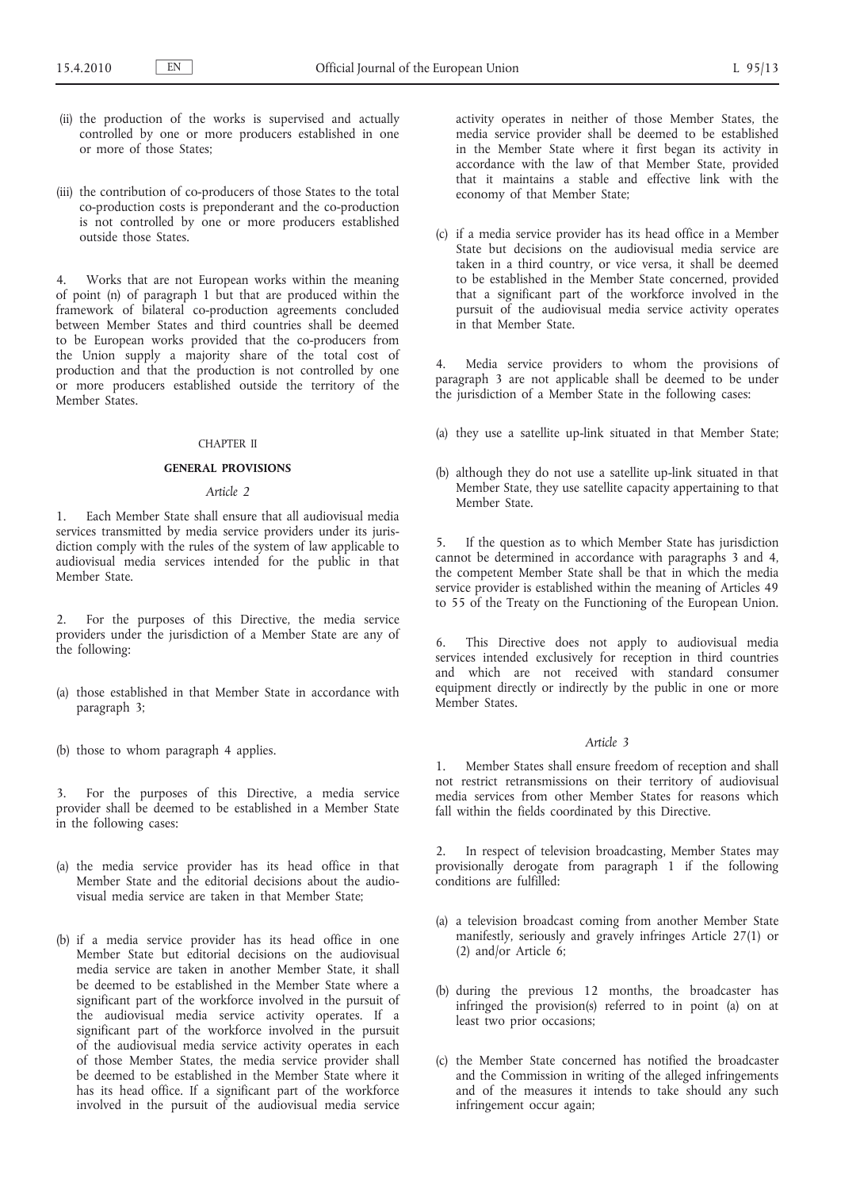(ii) the production of the works is supervised and actually controlled by one or more producers established in one or more of those States;

(iii) the contribution of co-producers of those States to the total co-production costs is preponderant and the co-production is not controlled by one or more producers established outside those States.

4. Works that are not European works within the meaning of point (n) of paragraph 1 but that are produced within the framework of bilateral co-production agreements concluded between Member States and third countries shall be deemed to be European works provided that the co-producers from the Union supply a majority share of the total cost of production and that the production is not controlled by one or more producers established outside the territory of the Member States.

## CHAPTER II

## GENERAL PROVISIONS

### *Article 2*

1. Each Member State shall ensure that all audiovisual media services transmitted by media service providers under its jurisdiction comply with the rules of the system of law applicable to audiovisual media services intended for the public in that Member State.

2. For the purposes of this Directive, the media service providers under the jurisdiction of a Member State are any of the following:

(a) those established in that Member State in accordance with paragraph 3;

(b) those to whom paragraph 4 applies.

3. For the purposes of this Directive, a media service provider shall be deemed to be established in a Member State in the following cases:

(a) the media service provider has its head office in that Member State and the editorial decisions about the audiovisual media service are taken in that Member State;

(b) if a media service provider has its head office in one Member State but editorial decisions on the audiovisual media service are taken in another Member State, it shall be deemed to be established in the Member State where a significant part of the workforce involved in the pursuit of the audiovisual media service activity operates. If a significant part of the workforce involved in the pursuit of the audiovisual media service activity operates in each of those Member States, the media service provider shall be deemed to be established in the Member State where it has its head office. If a significant part of the workforce involved in the pursuit of the audiovisual media service activity operates in neither of those Member States, the media service provider shall be deemed to be established in the Member State where it first began its activity in accordance with the law of that Member State, provided that it maintains a stable and effective link with the economy of that Member State;

(c) if a media service provider has its head office in a Member State but decisions on the audiovisual media service are taken in a third country, or vice versa, it shall be deemed to be established in the Member State concerned, provided that a significant part of the workforce involved in the pursuit of the audiovisual media service activity operates in that Member State.

4. Media service providers to whom the provisions of paragraph 3 are not applicable shall be deemed to be under the jurisdiction of a Member State in the following cases:

(a) they use a satellite up-link situated in that Member State;

(b) although they do not use a satellite up-link situated in that Member State, they use satellite capacity appertaining to that Member State.

5. If the question as to which Member State has jurisdiction cannot be determined in accordance with paragraphs 3 and 4, the competent Member State shall be that in which the media service provider is established within the meaning of Articles 49 to 55 of the Treaty on the Functioning of the European Union.

6. This Directive does not apply to audiovisual media services intended exclusively for reception in third countries and which are not received with standard consumer equipment directly or indirectly by the public in one or more Member States.

### *Article 3*

1. Member States shall ensure freedom of reception and shall not restrict retransmissions on their territory of audiovisual media services from other Member States for reasons which fall within the fields coordinated by this Directive.

2. In respect of television broadcasting, Member States may provisionally derogate from paragraph 1 if the following conditions are fulfilled:

(a) a television broadcast coming from another Member State manifestly, seriously and gravely infringes Article 27(1) or (2) and/or Article 6;

(b) during the previous 12 months, the broadcaster has infringed the provision(s) referred to in point (a) on at least two prior occasions;

(c) the Member State concerned has notified the broadcaster and the Commission in writing of the alleged infringements and of the measures it intends to take should any such infringement occur again;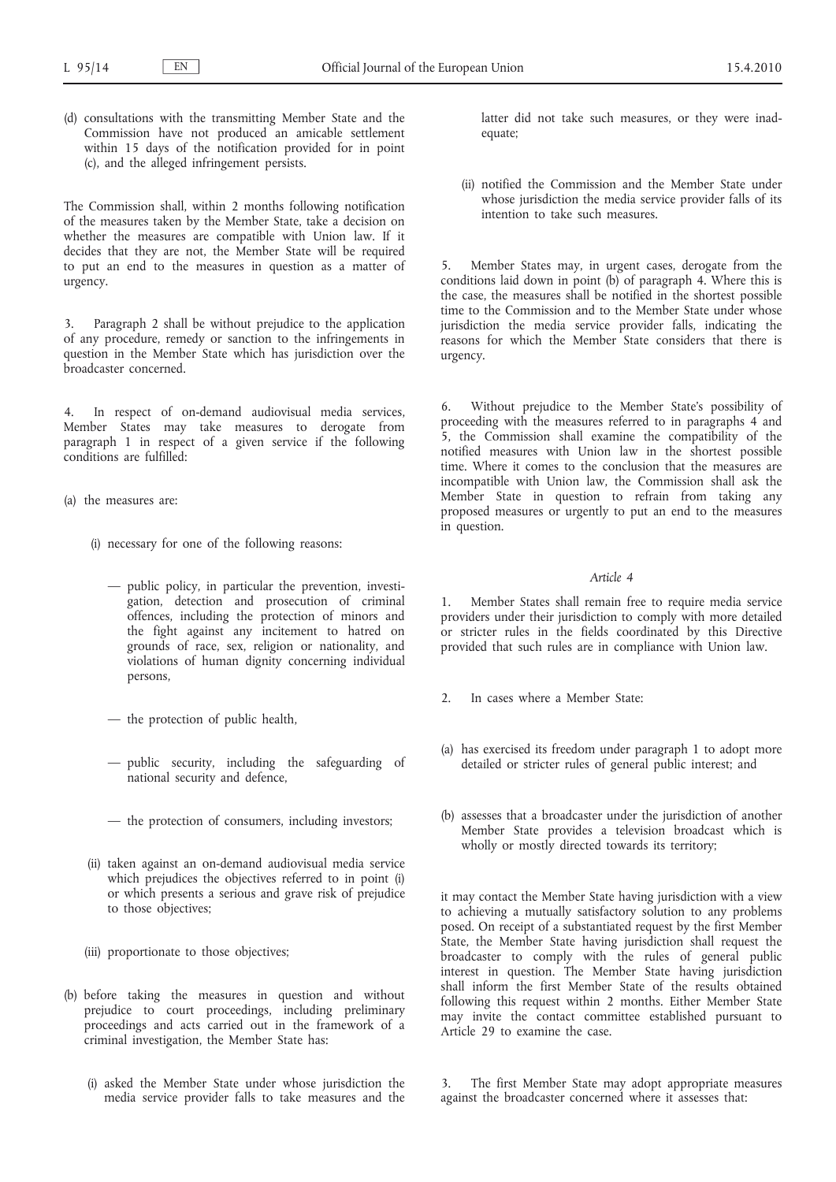(d) consultations with the transmitting Member State and the Commission have not produced an amicable settlement within 15 days of the notification provided for in point (c), and the alleged infringement persists.

The Commission shall, within 2 months following notification of the measures taken by the Member State, take a decision on whether the measures are compatible with Union law. If it decides that they are not, the Member State will be required to put an end to the measures in question as a matter of urgency.

3. Paragraph 2 shall be without prejudice to the application of any procedure, remedy or sanction to the infringements in question in the Member State which has jurisdiction over the broadcaster concerned.

4. In respect of on-demand audiovisual media services, Member States may take measures to derogate from paragraph 1 in respect of a given service if the following conditions are fulfilled:

(a) the measures are:

(i) necessary for one of the following reasons:

— public policy, in particular the prevention, investigation, detection and prosecution of criminal offences, including the protection of minors and the fight against any incitement to hatred on grounds of race, sex, religion or nationality, and violations of human dignity concerning individual persons,

— the protection of public health,

— public security, including the safeguarding of national security and defence,

— the protection of consumers, including investors;

(ii) taken against an on-demand audiovisual media service which prejudices the objectives referred to in point (i) or which presents a serious and grave risk of prejudice to those objectives;

(iii) proportionate to those objectives;

(b) before taking the measures in question and without prejudice to court proceedings, including preliminary proceedings and acts carried out in the framework of a criminal investigation, the Member State has:

(i) asked the Member State under whose jurisdiction the media service provider falls to take measures and the latter did not take such measures, or they were inadequate;

(ii) notified the Commission and the Member State under whose jurisdiction the media service provider falls of its intention to take such measures.

5. Member States may, in urgent cases, derogate from the conditions laid down in point (b) of paragraph 4. Where this is the case, the measures shall be notified in the shortest possible time to the Commission and to the Member State under whose jurisdiction the media service provider falls, indicating the reasons for which the Member State considers that there is urgency.

6. Without prejudice to the Member State's possibility of proceeding with the measures referred to in paragraphs 4 and 5, the Commission shall examine the compatibility of the notified measures with Union law in the shortest possible time. Where it comes to the conclusion that the measures are incompatible with Union law, the Commission shall ask the Member State in question to refrain from taking any proposed measures or urgently to put an end to the measures in question.

*Article 4*

1. Member States shall remain free to require media service providers under their jurisdiction to comply with more detailed or stricter rules in the fields coordinated by this Directive provided that such rules are in compliance with Union law.

2. In cases where a Member State:

(a) has exercised its freedom under paragraph 1 to adopt more detailed or stricter rules of general public interest; and

(b) assesses that a broadcaster under the jurisdiction of another Member State provides a television broadcast which is wholly or mostly directed towards its territory;

it may contact the Member State having jurisdiction with a view to achieving a mutually satisfactory solution to any problems posed. On receipt of a substantiated request by the first Member State, the Member State having jurisdiction shall request the broadcaster to comply with the rules of general public interest in question. The Member State having jurisdiction shall inform the first Member State of the results obtained following this request within 2 months. Either Member State may invite the contact committee established pursuant to Article 29 to examine the case.

3. The first Member State may adopt appropriate measures against the broadcaster concerned where it assesses that: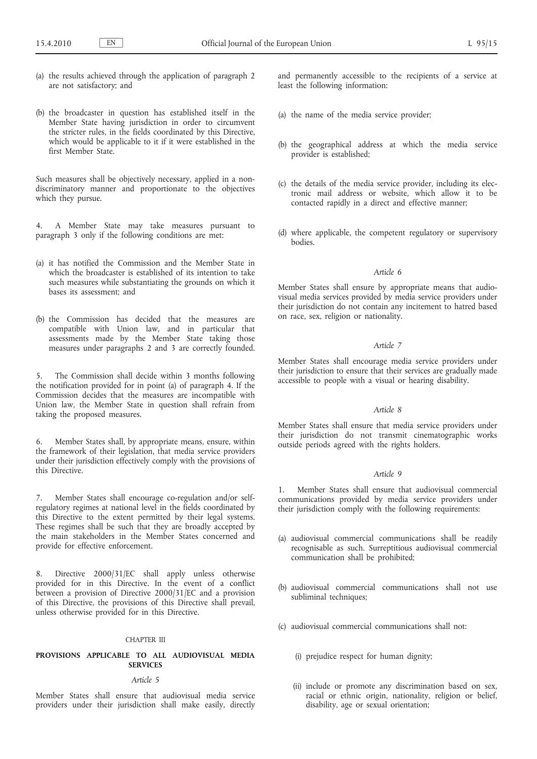(a) the results achieved through the application of paragraph 2 are not satisfactory; and

(b) the broadcaster in question has established itself in the Member State having jurisdiction in order to circumvent the stricter rules, in the fields coordinated by this Directive, which would be applicable to it if it were established in the first Member State.

Such measures shall be objectively necessary, applied in a non-discriminatory manner and proportionate to the objectives which they pursue.

4. A Member State may take measures pursuant to paragraph 3 only if the following conditions are met:

(a) it has notified the Commission and the Member State in which the broadcaster is established of its intention to take such measures while substantiating the grounds on which it bases its assessment; and

(b) the Commission has decided that the measures are compatible with Union law, and in particular that assessments made by the Member State taking those measures under paragraphs 2 and 3 are correctly founded.

5. The Commission shall decide within 3 months following the notification provided for in point (a) of paragraph 4. If the Commission decides that the measures are incompatible with Union law, the Member State in question shall refrain from taking the proposed measures.

6. Member States shall, by appropriate means, ensure, within the framework of their legislation, that media service providers under their jurisdiction effectively comply with the provisions of this Directive.

7. Member States shall encourage co-regulation and/or self-regulatory regimes at national level in the fields coordinated by this Directive to the extent permitted by their legal systems. These regimes shall be such that they are broadly accepted by the main stakeholders in the Member States concerned and provide for effective enforcement.

8. Directive 2000/31/EC shall apply unless otherwise provided for in this Directive. In the event of a conflict between a provision of Directive 2000/31/EC and a provision of this Directive, the provisions of this Directive shall prevail, unless otherwise provided for in this Directive.

CHAPTER III

## PROVISIONS APPLICABLE TO ALL AUDIOVISUAL MEDIA SERVICES

*Article 5*

Member States shall ensure that audiovisual media service providers under their jurisdiction shall make easily, directly and permanently accessible to the recipients of a service at least the following information:

(a) the name of the media service provider;

(b) the geographical address at which the media service provider is established;

(c) the details of the media service provider, including its electronic mail address or website, which allow it to be contacted rapidly in a direct and effective manner;

(d) where applicable, the competent regulatory or supervisory bodies.

*Article 6*

Member States shall ensure by appropriate means that audiovisual media services provided by media service providers under their jurisdiction do not contain any incitement to hatred based on race, sex, religion or nationality.

*Article 7*

Member States shall encourage media service providers under their jurisdiction to ensure that their services are gradually made accessible to people with a visual or hearing disability.

*Article 8*

Member States shall ensure that media service providers under their jurisdiction do not transmit cinematographic works outside periods agreed with the rights holders.

*Article 9*

1. Member States shall ensure that audiovisual commercial communications provided by media service providers under their jurisdiction comply with the following requirements:

(a) audiovisual commercial communications shall be readily recognisable as such. Surreptitious audiovisual commercial communication shall be prohibited;

(b) audiovisual commercial communications shall not use subliminal techniques;

(c) audiovisual commercial communications shall not:

(i) prejudice respect for human dignity;

(ii) include or promote any discrimination based on sex, racial or ethnic origin, nationality, religion or belief, disability, age or sexual orientation;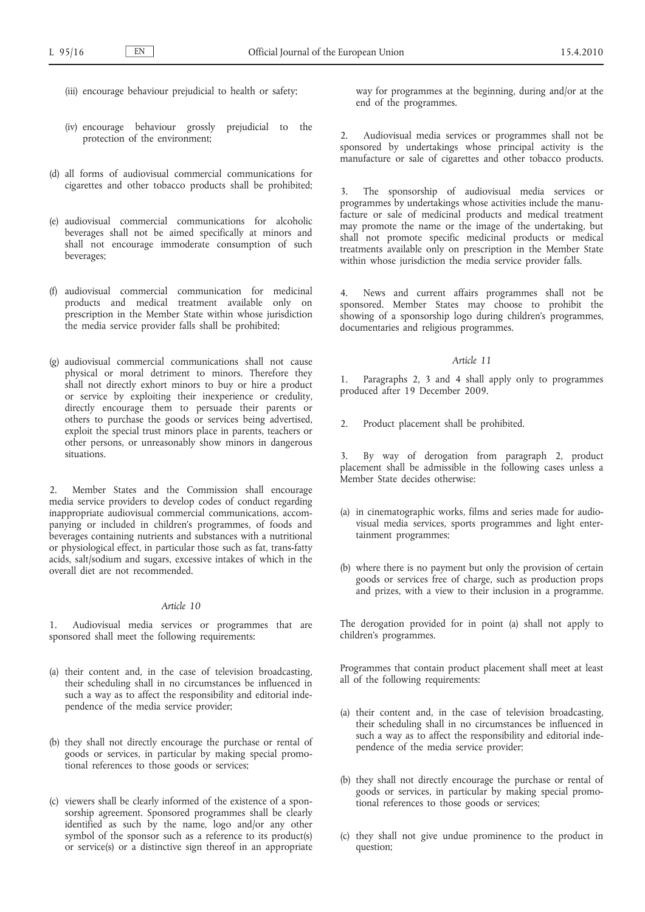(iii) encourage behaviour prejudicial to health or safety;

(iv) encourage behaviour grossly prejudicial to the protection of the environment;

(d) all forms of audiovisual commercial communications for cigarettes and other tobacco products shall be prohibited;

(e) audiovisual commercial communications for alcoholic beverages shall not be aimed specifically at minors and shall not encourage immoderate consumption of such beverages;

(f) audiovisual commercial communication for medicinal products and medical treatment available only on prescription in the Member State within whose jurisdiction the media service provider falls shall be prohibited;

(g) audiovisual commercial communications shall not cause physical or moral detriment to minors. Therefore they shall not directly exhort minors to buy or hire a product or service by exploiting their inexperience or credulity, directly encourage them to persuade their parents or others to purchase the goods or services being advertised, exploit the special trust minors place in parents, teachers or other persons, or unreasonably show minors in dangerous situations.

2. Member States and the Commission shall encourage media service providers to develop codes of conduct regarding inappropriate audiovisual commercial communications, accompanying or included in children's programmes, of foods and beverages containing nutrients and substances with a nutritional or physiological effect, in particular those such as fat, trans-fatty acids, salt/sodium and sugars, excessive intakes of which in the overall diet are not recommended.

*Article 10*

1. Audiovisual media services or programmes that are sponsored shall meet the following requirements:

(a) their content and, in the case of television broadcasting, their scheduling shall in no circumstances be influenced in such a way as to affect the responsibility and editorial independence of the media service provider;

(b) they shall not directly encourage the purchase or rental of goods or services, in particular by making special promotional references to those goods or services;

(c) viewers shall be clearly informed of the existence of a sponsorship agreement. Sponsored programmes shall be clearly identified as such by the name, logo and/or any other symbol of the sponsor such as a reference to its product(s) or service(s) or a distinctive sign thereof in an appropriate way for programmes at the beginning, during and/or at the end of the programmes.

2. Audiovisual media services or programmes shall not be sponsored by undertakings whose principal activity is the manufacture or sale of cigarettes and other tobacco products.

3. The sponsorship of audiovisual media services or programmes by undertakings whose activities include the manufacture or sale of medicinal products and medical treatment may promote the name or the image of the undertaking, but shall not promote specific medicinal products or medical treatments available only on prescription in the Member State within whose jurisdiction the media service provider falls.

4. News and current affairs programmes shall not be sponsored. Member States may choose to prohibit the showing of a sponsorship logo during children's programmes, documentaries and religious programmes.

*Article 11*

1. Paragraphs 2, 3 and 4 shall apply only to programmes produced after 19 December 2009.

2. Product placement shall be prohibited.

3. By way of derogation from paragraph 2, product placement shall be admissible in the following cases unless a Member State decides otherwise:

(a) in cinematographic works, films and series made for audiovisual media services, sports programmes and light entertainment programmes;

(b) where there is no payment but only the provision of certain goods or services free of charge, such as production props and prizes, with a view to their inclusion in a programme.

The derogation provided for in point (a) shall not apply to children's programmes.

Programmes that contain product placement shall meet at least all of the following requirements:

(a) their content and, in the case of television broadcasting, their scheduling shall in no circumstances be influenced in such a way as to affect the responsibility and editorial independence of the media service provider;

(b) they shall not directly encourage the purchase or rental of goods or services, in particular by making special promotional references to those goods or services;

(c) they shall not give undue prominence to the product in question;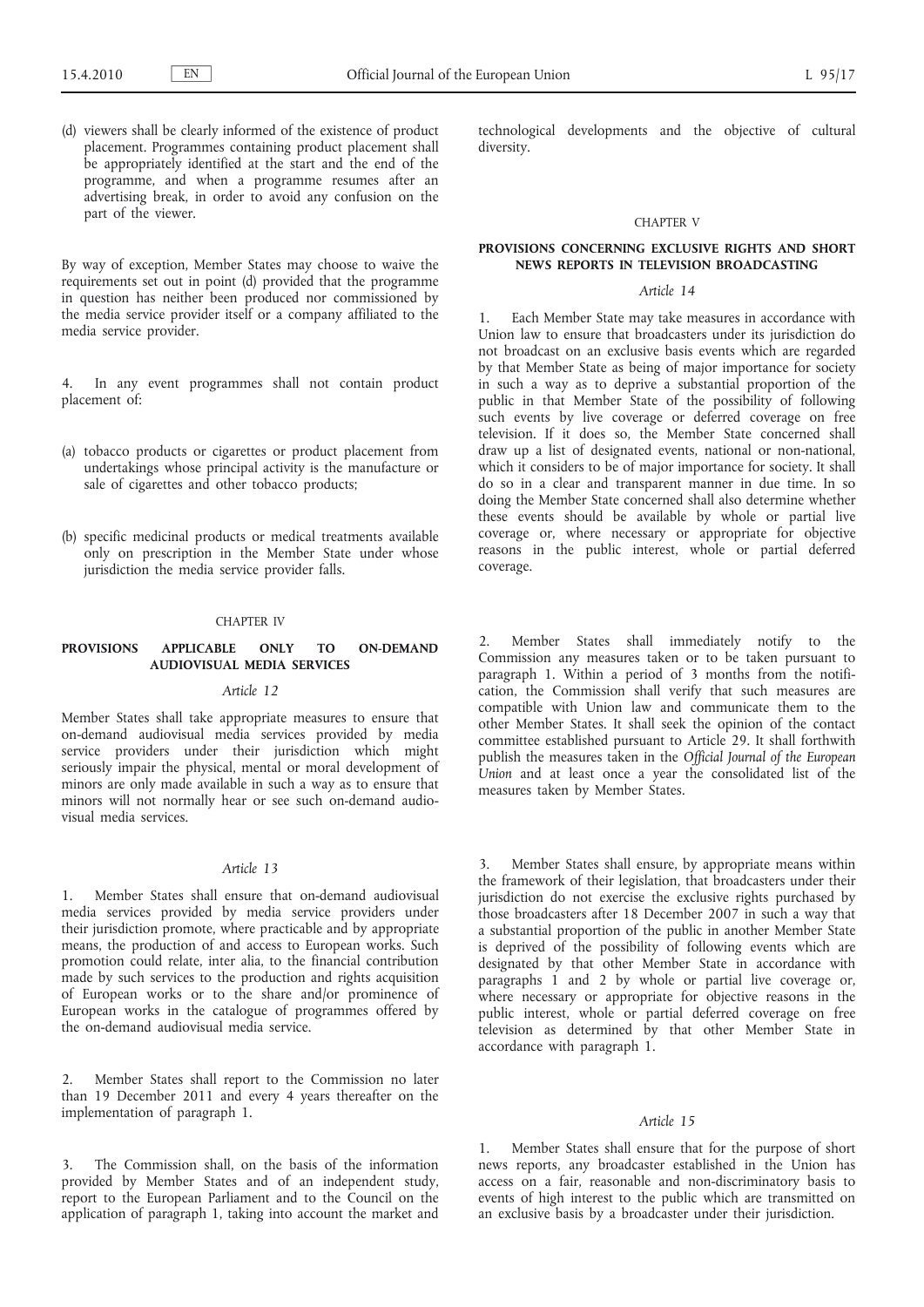(d) viewers shall be clearly informed of the existence of product placement. Programmes containing product placement shall be appropriately identified at the start and the end of the programme, and when a programme resumes after an advertising break, in order to avoid any confusion on the part of the viewer.

By way of exception, Member States may choose to waive the requirements set out in point (d) provided that the programme in question has neither been produced nor commissioned by the media service provider itself or a company affiliated to the media service provider.

4. In any event programmes shall not contain product placement of:

(a) tobacco products or cigarettes or product placement from undertakings whose principal activity is the manufacture or sale of cigarettes and other tobacco products;

(b) specific medicinal products or medical treatments available only on prescription in the Member State under whose jurisdiction the media service provider falls.

CHAPTER IV

## PROVISIONS APPLICABLE ONLY TO ON-DEMAND AUDIOVISUAL MEDIA SERVICES

*Article 12*

Member States shall take appropriate measures to ensure that on-demand audiovisual media services provided by media service providers under their jurisdiction which might seriously impair the physical, mental or moral development of minors are only made available in such a way as to ensure that minors will not normally hear or see such on-demand audiovisual media services.

*Article 13*

1. Member States shall ensure that on-demand audiovisual media services provided by media service providers under their jurisdiction promote, where practicable and by appropriate means, the production of and access to European works. Such promotion could relate, inter alia, to the financial contribution made by such services to the production and rights acquisition of European works or to the share and/or prominence of European works in the catalogue of programmes offered by the on-demand audiovisual media service.

2. Member States shall report to the Commission no later than 19 December 2011 and every 4 years thereafter on the implementation of paragraph 1.

3. The Commission shall, on the basis of the information provided by Member States and of an independent study, report to the European Parliament and to the Council on the application of paragraph 1, taking into account the market and technological developments and the objective of cultural diversity.

CHAPTER V

## PROVISIONS CONCERNING EXCLUSIVE RIGHTS AND SHORT NEWS REPORTS IN TELEVISION BROADCASTING

*Article 14*

1. Each Member State may take measures in accordance with Union law to ensure that broadcasters under its jurisdiction do not broadcast on an exclusive basis events which are regarded by that Member State as being of major importance for society in such a way as to deprive a substantial proportion of the public in that Member State of the possibility of following such events by live coverage or deferred coverage on free television. If it does so, the Member State concerned shall draw up a list of designated events, national or non-national, which it considers to be of major importance for society. It shall do so in a clear and transparent manner in due time. In so doing the Member State concerned shall also determine whether these events should be available by whole or partial live coverage or, where necessary or appropriate for objective reasons in the public interest, whole or partial deferred coverage.

2. Member States shall immediately notify to the Commission any measures taken or to be taken pursuant to paragraph 1. Within a period of 3 months from the notification, the Commission shall verify that such measures are compatible with Union law and communicate them to the other Member States. It shall seek the opinion of the contact committee established pursuant to Article 29. It shall forthwith publish the measures taken in the *Official Journal of the European Union* and at least once a year the consolidated list of the measures taken by Member States.

3. Member States shall ensure, by appropriate means within the framework of their legislation, that broadcasters under their jurisdiction do not exercise the exclusive rights purchased by those broadcasters after 18 December 2007 in such a way that a substantial proportion of the public in another Member State is deprived of the possibility of following events which are designated by that other Member State in accordance with paragraphs 1 and 2 by whole or partial live coverage or, where necessary or appropriate for objective reasons in the public interest, whole or partial deferred coverage on free television as determined by that other Member State in accordance with paragraph 1.

*Article 15*

1. Member States shall ensure that for the purpose of short news reports, any broadcaster established in the Union has access on a fair, reasonable and non-discriminatory basis to events of high interest to the public which are transmitted on an exclusive basis by a broadcaster under their jurisdiction.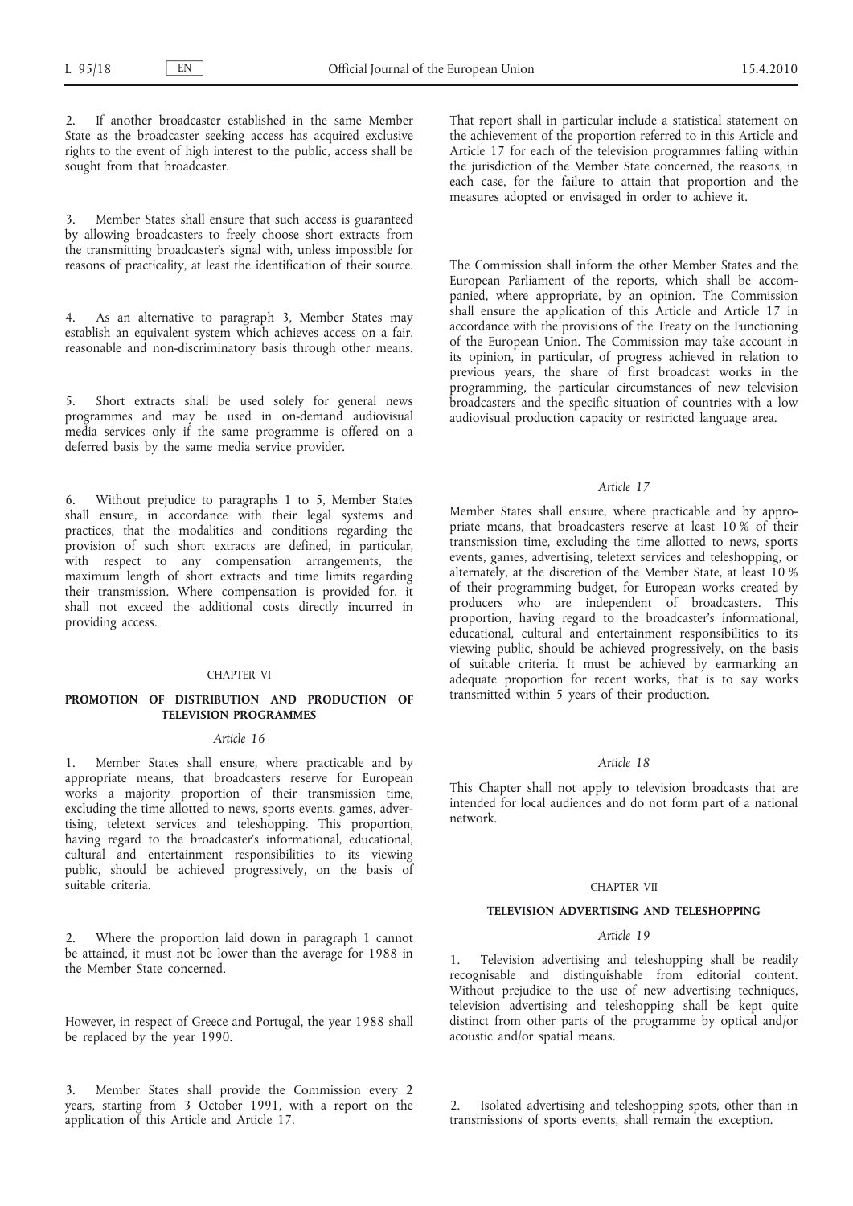2. If another broadcaster established in the same Member State as the broadcaster seeking access has acquired exclusive rights to the event of high interest to the public, access shall be sought from that broadcaster.

3. Member States shall ensure that such access is guaranteed by allowing broadcasters to freely choose short extracts from the transmitting broadcaster's signal with, unless impossible for reasons of practicality, at least the identification of their source.

4. As an alternative to paragraph 3, Member States may establish an equivalent system which achieves access on a fair, reasonable and non-discriminatory basis through other means.

5. Short extracts shall be used solely for general news programmes and may be used in on-demand audiovisual media services only if the same programme is offered on a deferred basis by the same media service provider.

6. Without prejudice to paragraphs 1 to 5, Member States shall ensure, in accordance with their legal systems and practices, that the modalities and conditions regarding the provision of such short extracts are defined, in particular, with respect to any compensation arrangements, the maximum length of short extracts and time limits regarding their transmission. Where compensation is provided for, it shall not exceed the additional costs directly incurred in providing access.

CHAPTER VI

## PROMOTION OF DISTRIBUTION AND PRODUCTION OF TELEVISION PROGRAMMES

### *Article 16*

1. Member States shall ensure, where practicable and by appropriate means, that broadcasters reserve for European works a majority proportion of their transmission time, excluding the time allotted to news, sports events, games, advertising, teletext services and teleshopping. This proportion, having regard to the broadcaster's informational, educational, cultural and entertainment responsibilities to its viewing public, should be achieved progressively, on the basis of suitable criteria.

2. Where the proportion laid down in paragraph 1 cannot be attained, it must not be lower than the average for 1988 in the Member State concerned.

However, in respect of Greece and Portugal, the year 1988 shall be replaced by the year 1990.

3. Member States shall provide the Commission every 2 years, starting from 3 October 1991, with a report on the application of this Article and Article 17.

That report shall in particular include a statistical statement on the achievement of the proportion referred to in this Article and Article 17 for each of the television programmes falling within the jurisdiction of the Member State concerned, the reasons, in each case, for the failure to attain that proportion and the measures adopted or envisaged in order to achieve it.

The Commission shall inform the other Member States and the European Parliament of the reports, which shall be accompanied, where appropriate, by an opinion. The Commission shall ensure the application of this Article and Article 17 in accordance with the provisions of the Treaty on the Functioning of the European Union. The Commission may take account in its opinion, in particular, of progress achieved in relation to previous years, the share of first broadcast works in the programming, the particular circumstances of new television broadcasters and the specific situation of countries with a low audiovisual production capacity or restricted language area.

### *Article 17*

Member States shall ensure, where practicable and by appropriate means, that broadcasters reserve at least 10 % of their transmission time, excluding the time allotted to news, sports events, games, advertising, teletext services and teleshopping, or alternately, at the discretion of the Member State, at least 10 % of their programming budget, for European works created by producers who are independent of broadcasters. This proportion, having regard to the broadcaster's informational, educational, cultural and entertainment responsibilities to its viewing public, should be achieved progressively, on the basis of suitable criteria. It must be achieved by earmarking an adequate proportion for recent works, that is to say works transmitted within 5 years of their production.

### *Article 18*

This Chapter shall not apply to television broadcasts that are intended for local audiences and do not form part of a national network.

CHAPTER VII

## TELEVISION ADVERTISING AND TELESHOPPING

### *Article 19*

1. Television advertising and teleshopping shall be readily recognisable and distinguishable from editorial content. Without prejudice to the use of new advertising techniques, television advertising and teleshopping shall be kept quite distinct from other parts of the programme by optical and/or acoustic and/or spatial means.

2. Isolated advertising and teleshopping spots, other than in transmissions of sports events, shall remain the exception.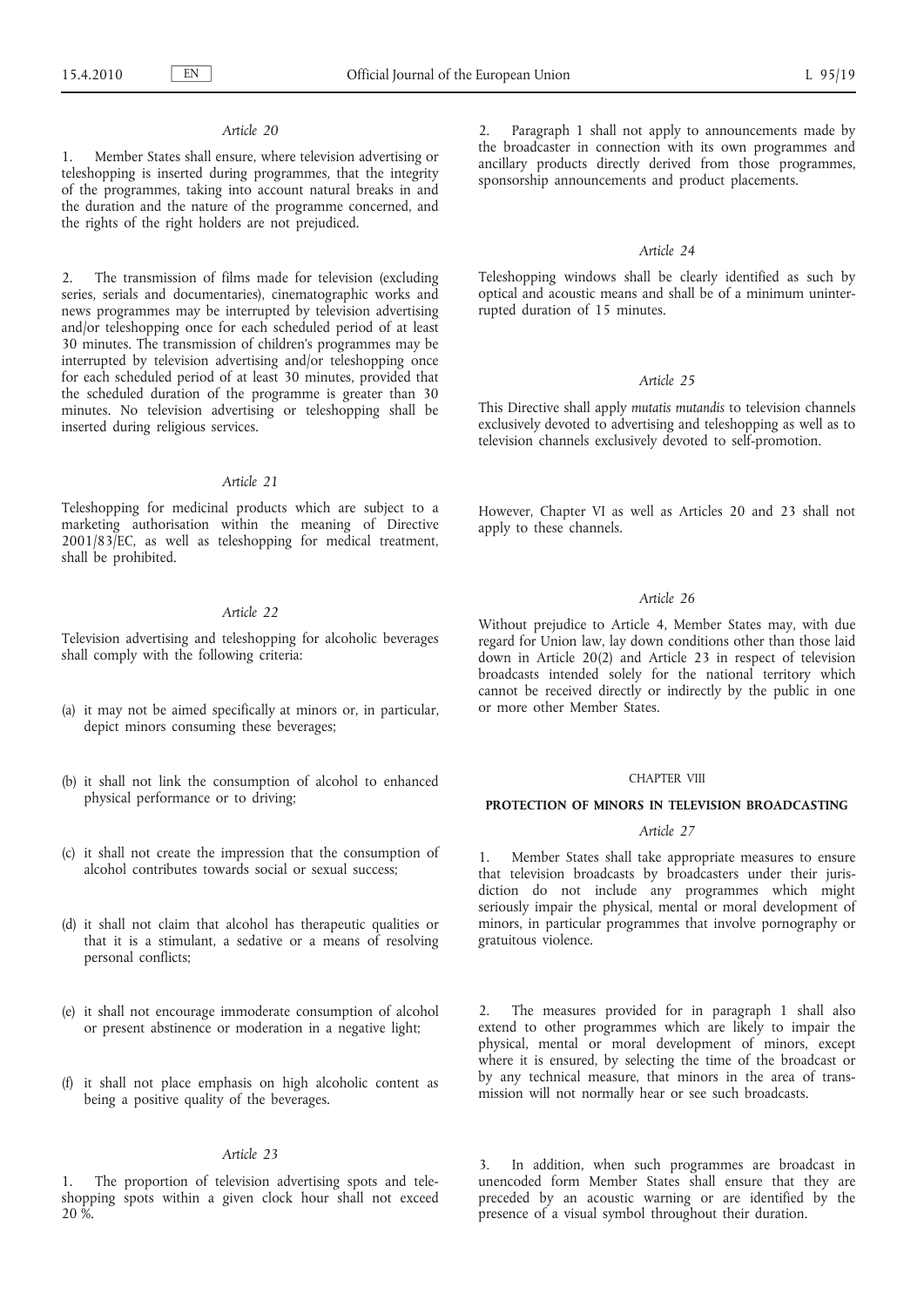*Article 20*

1. Member States shall ensure, where television advertising or teleshopping is inserted during programmes, that the integrity of the programmes, taking into account natural breaks in and the duration and the nature of the programme concerned, and the rights of the right holders are not prejudiced.

2. The transmission of films made for television (excluding series, serials and documentaries), cinematographic works and news programmes may be interrupted by television advertising and/or teleshopping once for each scheduled period of at least 30 minutes. The transmission of children's programmes may be interrupted by television advertising and/or teleshopping once for each scheduled period of at least 30 minutes, provided that the scheduled duration of the programme is greater than 30 minutes. No television advertising or teleshopping shall be inserted during religious services.

*Article 21*

Teleshopping for medicinal products which are subject to a marketing authorisation within the meaning of Directive 2001/83/EC, as well as teleshopping for medical treatment, shall be prohibited.

*Article 22*

Television advertising and teleshopping for alcoholic beverages shall comply with the following criteria:

(a) it may not be aimed specifically at minors or, in particular, depict minors consuming these beverages;

(b) it shall not link the consumption of alcohol to enhanced physical performance or to driving;

(c) it shall not create the impression that the consumption of alcohol contributes towards social or sexual success;

(d) it shall not claim that alcohol has therapeutic qualities or that it is a stimulant, a sedative or a means of resolving personal conflicts;

(e) it shall not encourage immoderate consumption of alcohol or present abstinence or moderation in a negative light;

(f) it shall not place emphasis on high alcoholic content as being a positive quality of the beverages.

*Article 23*

1. The proportion of television advertising spots and teleshopping spots within a given clock hour shall not exceed 20 %.

2. Paragraph 1 shall not apply to announcements made by the broadcaster in connection with its own programmes and ancillary products directly derived from those programmes, sponsorship announcements and product placements.

*Article 24*

Teleshopping windows shall be clearly identified as such by optical and acoustic means and shall be of a minimum uninterrupted duration of 15 minutes.

*Article 25*

This Directive shall apply *mutatis mutandis* to television channels exclusively devoted to advertising and teleshopping as well as to television channels exclusively devoted to self-promotion.

However, Chapter VI as well as Articles 20 and 23 shall not apply to these channels.

*Article 26*

Without prejudice to Article 4, Member States may, with due regard for Union law, lay down conditions other than those laid down in Article 20(2) and Article 23 in respect of television broadcasts intended solely for the national territory which cannot be received directly or indirectly by the public in one or more other Member States.

CHAPTER VIII

**PROTECTION OF MINORS IN TELEVISION BROADCASTING**

*Article 27*

1. Member States shall take appropriate measures to ensure that television broadcasts by broadcasters under their jurisdiction do not include any programmes which might seriously impair the physical, mental or moral development of minors, in particular programmes that involve pornography or gratuitous violence.

2. The measures provided for in paragraph 1 shall also extend to other programmes which are likely to impair the physical, mental or moral development of minors, except where it is ensured, by selecting the time of the broadcast or by any technical measure, that minors in the area of transmission will not normally hear or see such broadcasts.

3. In addition, when such programmes are broadcast in unencoded form Member States shall ensure that they are preceded by an acoustic warning or are identified by the presence of a visual symbol throughout their duration.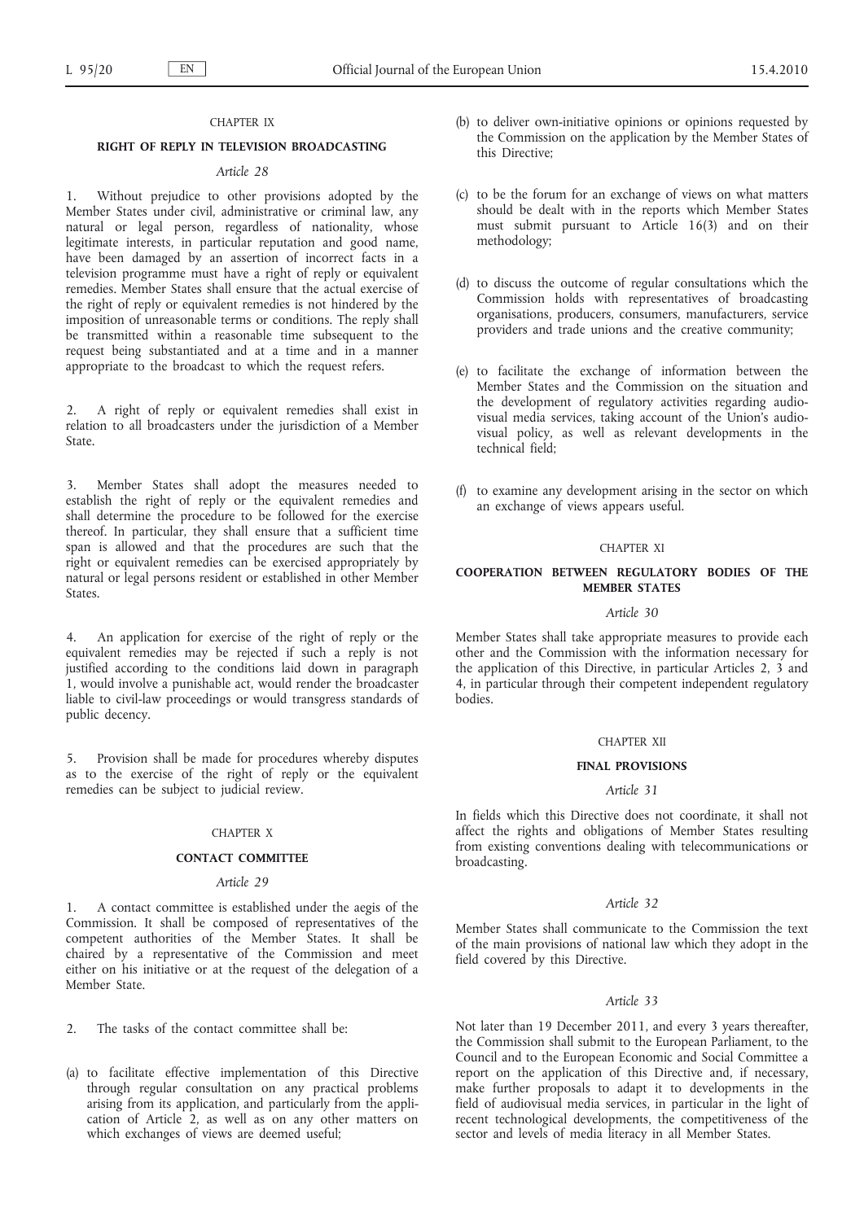CHAPTER IX

## RIGHT OF REPLY IN TELEVISION BROADCASTING

*Article 28*

1. Without prejudice to other provisions adopted by the Member States under civil, administrative or criminal law, any natural or legal person, regardless of nationality, whose legitimate interests, in particular reputation and good name, have been damaged by an assertion of incorrect facts in a television programme must have a right of reply or equivalent remedies. Member States shall ensure that the actual exercise of the right of reply or equivalent remedies is not hindered by the imposition of unreasonable terms or conditions. The reply shall be transmitted within a reasonable time subsequent to the request being substantiated and at a time and in a manner appropriate to the broadcast to which the request refers.

2. A right of reply or equivalent remedies shall exist in relation to all broadcasters under the jurisdiction of a Member State.

3. Member States shall adopt the measures needed to establish the right of reply or the equivalent remedies and shall determine the procedure to be followed for the exercise thereof. In particular, they shall ensure that a sufficient time span is allowed and that the procedures are such that the right or equivalent remedies can be exercised appropriately by natural or legal persons resident or established in other Member States.

4. An application for exercise of the right of reply or the equivalent remedies may be rejected if such a reply is not justified according to the conditions laid down in paragraph 1, would involve a punishable act, would render the broadcaster liable to civil-law proceedings or would transgress standards of public decency.

5. Provision shall be made for procedures whereby disputes as to the exercise of the right of reply or the equivalent remedies can be subject to judicial review.

CHAPTER X

## CONTACT COMMITTEE

*Article 29*

1. A contact committee is established under the aegis of the Commission. It shall be composed of representatives of the competent authorities of the Member States. It shall be chaired by a representative of the Commission and meet either on his initiative or at the request of the delegation of a Member State.

2. The tasks of the contact committee shall be:

(a) to facilitate effective implementation of this Directive through regular consultation on any practical problems arising from its application, and particularly from the application of Article 2, as well as on any other matters on which exchanges of views are deemed useful;

(b) to deliver own-initiative opinions or opinions requested by the Commission on the application by the Member States of this Directive;

(c) to be the forum for an exchange of views on what matters should be dealt with in the reports which Member States must submit pursuant to Article 16(3) and on their methodology;

(d) to discuss the outcome of regular consultations which the Commission holds with representatives of broadcasting organisations, producers, consumers, manufacturers, service providers and trade unions and the creative community;

(e) to facilitate the exchange of information between the Member States and the Commission on the situation and the development of regulatory activities regarding audiovisual media services, taking account of the Union's audiovisual policy, as well as relevant developments in the technical field;

(f) to examine any development arising in the sector on which an exchange of views appears useful.

CHAPTER XI

## COOPERATION BETWEEN REGULATORY BODIES OF THE MEMBER STATES

*Article 30*

Member States shall take appropriate measures to provide each other and the Commission with the information necessary for the application of this Directive, in particular Articles 2, 3 and 4, in particular through their competent independent regulatory bodies.

CHAPTER XII

## FINAL PROVISIONS

*Article 31*

In fields which this Directive does not coordinate, it shall not affect the rights and obligations of Member States resulting from existing conventions dealing with telecommunications or broadcasting.

*Article 32*

Member States shall communicate to the Commission the text of the main provisions of national law which they adopt in the field covered by this Directive.

*Article 33*

Not later than 19 December 2011, and every 3 years thereafter, the Commission shall submit to the European Parliament, to the Council and to the European Economic and Social Committee a report on the application of this Directive and, if necessary, make further proposals to adapt it to developments in the field of audiovisual media services, in particular in the light of recent technological developments, the competitiveness of the sector and levels of media literacy in all Member States.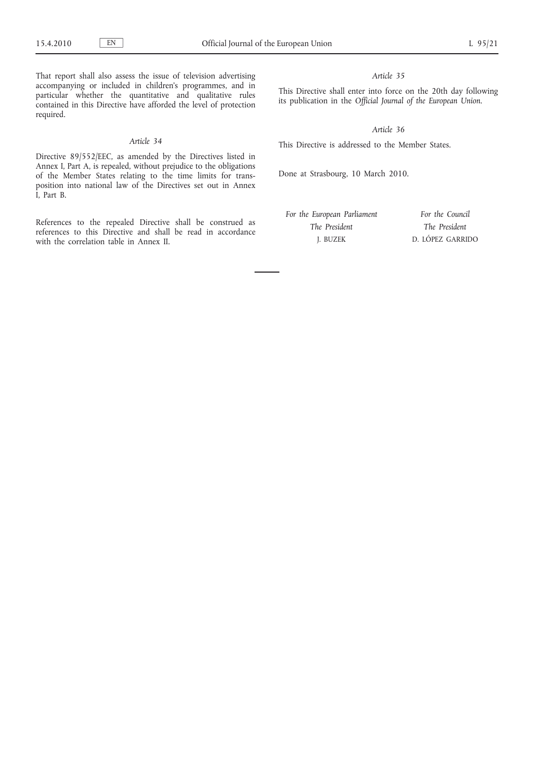That report shall also assess the issue of television advertising accompanying or included in children's programmes, and in particular whether the quantitative and qualitative rules contained in this Directive have afforded the level of protection required.

*Article 34*

Directive 89/552/EEC, as amended by the Directives listed in Annex I, Part A, is repealed, without prejudice to the obligations of the Member States relating to the time limits for transposition into national law of the Directives set out in Annex I, Part B.

References to the repealed Directive shall be construed as references to this Directive and shall be read in accordance with the correlation table in Annex II.

*Article 35*

This Directive shall enter into force on the 20th day following its publication in the *Official Journal of the European Union*.

*Article 36*

This Directive is addressed to the Member States.

Done at Strasbourg, 10 March 2010.

| *For the European Parliament* | *For the Council* |
| --- | --- |
| *The President* | *The President* |
| J. BUZEK | D. LÓPEZ GARRIDO |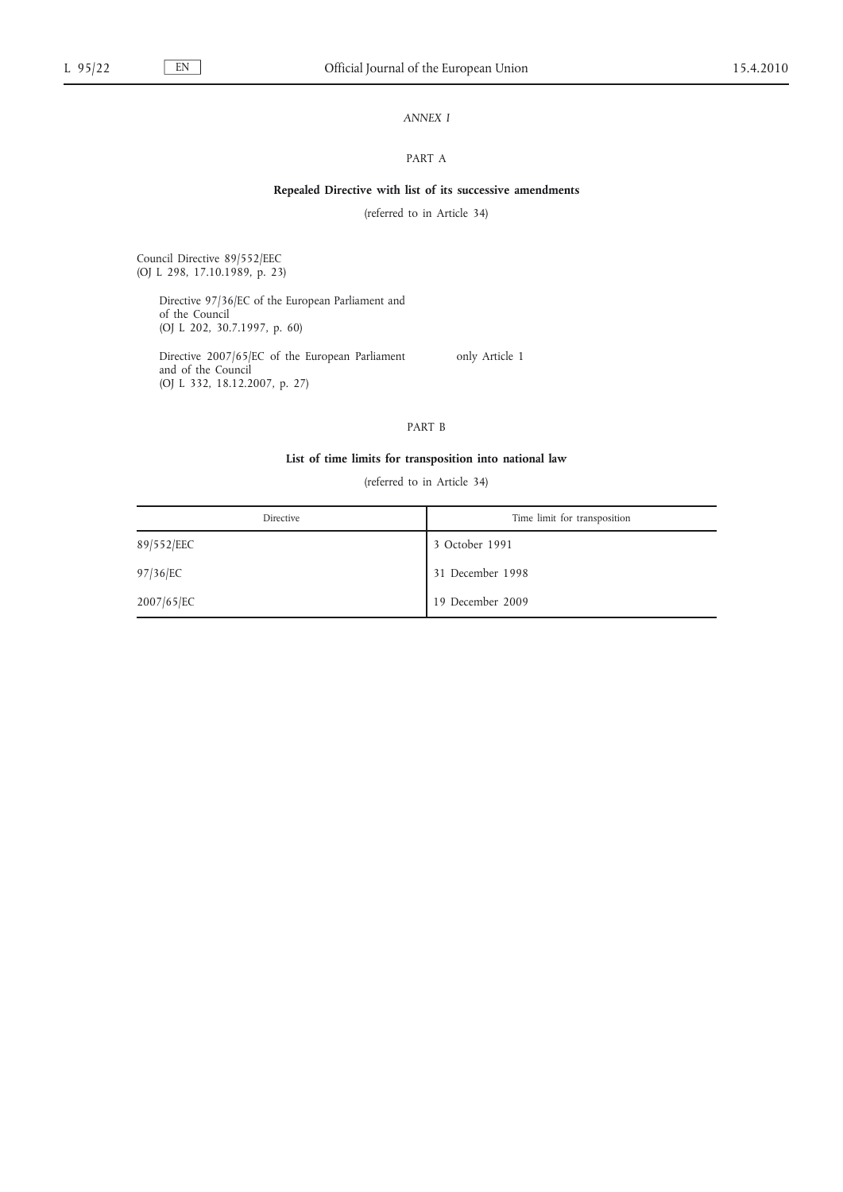*ANNEX I*

PART A

**Repealed Directive with list of its successive amendments**

(referred to in Article 34)

Council Directive 89/552/EEC
(OJ L 298, 17.10.1989, p. 23)

Directive 97/36/EC of the European Parliament and of the Council
(OJ L 202, 30.7.1997, p. 60)

Directive 2007/65/EC of the European Parliament and of the Council — only Article 1
(OJ L 332, 18.12.2007, p. 27)

PART B

**List of time limits for transposition into national law**

(referred to in Article 34)

| Directive | Time limit for transposition |
|---|---|
| 89/552/EEC | 3 October 1991 |
| 97/36/EC | 31 December 1998 |
| 2007/65/EC | 19 December 2009 |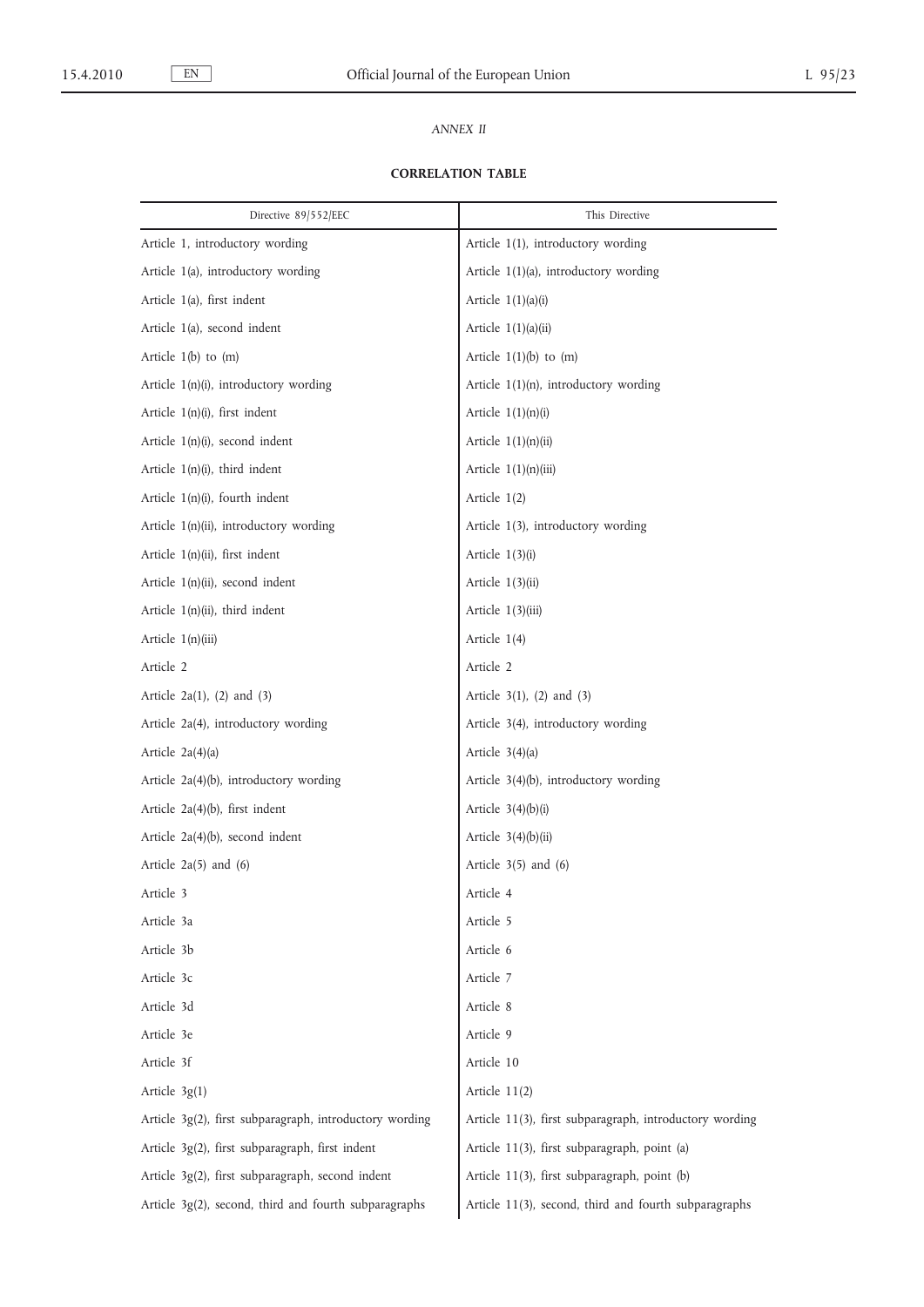*ANNEX II*

**CORRELATION TABLE**

| Directive 89/552/EEC | This Directive |
|---|---|
| Article 1, introductory wording | Article 1(1), introductory wording |
| Article 1(a), introductory wording | Article 1(1)(a), introductory wording |
| Article 1(a), first indent | Article 1(1)(a)(i) |
| Article 1(a), second indent | Article 1(1)(a)(ii) |
| Article 1(b) to (m) | Article 1(1)(b) to (m) |
| Article 1(n)(i), introductory wording | Article 1(1)(n), introductory wording |
| Article 1(n)(i), first indent | Article 1(1)(n)(i) |
| Article 1(n)(i), second indent | Article 1(1)(n)(ii) |
| Article 1(n)(i), third indent | Article 1(1)(n)(iii) |
| Article 1(n)(i), fourth indent | Article 1(2) |
| Article 1(n)(ii), introductory wording | Article 1(3), introductory wording |
| Article 1(n)(ii), first indent | Article 1(3)(i) |
| Article 1(n)(ii), second indent | Article 1(3)(ii) |
| Article 1(n)(ii), third indent | Article 1(3)(iii) |
| Article 1(n)(iii) | Article 1(4) |
| Article 2 | Article 2 |
| Article 2a(1), (2) and (3) | Article 3(1), (2) and (3) |
| Article 2a(4), introductory wording | Article 3(4), introductory wording |
| Article 2a(4)(a) | Article 3(4)(a) |
| Article 2a(4)(b), introductory wording | Article 3(4)(b), introductory wording |
| Article 2a(4)(b), first indent | Article 3(4)(b)(i) |
| Article 2a(4)(b), second indent | Article 3(4)(b)(ii) |
| Article 2a(5) and (6) | Article 3(5) and (6) |
| Article 3 | Article 4 |
| Article 3a | Article 5 |
| Article 3b | Article 6 |
| Article 3c | Article 7 |
| Article 3d | Article 8 |
| Article 3e | Article 9 |
| Article 3f | Article 10 |
| Article 3g(1) | Article 11(2) |
| Article 3g(2), first subparagraph, introductory wording | Article 11(3), first subparagraph, introductory wording |
| Article 3g(2), first subparagraph, first indent | Article 11(3), first subparagraph, point (a) |
| Article 3g(2), first subparagraph, second indent | Article 11(3), first subparagraph, point (b) |
| Article 3g(2), second, third and fourth subparagraphs | Article 11(3), second, third and fourth subparagraphs |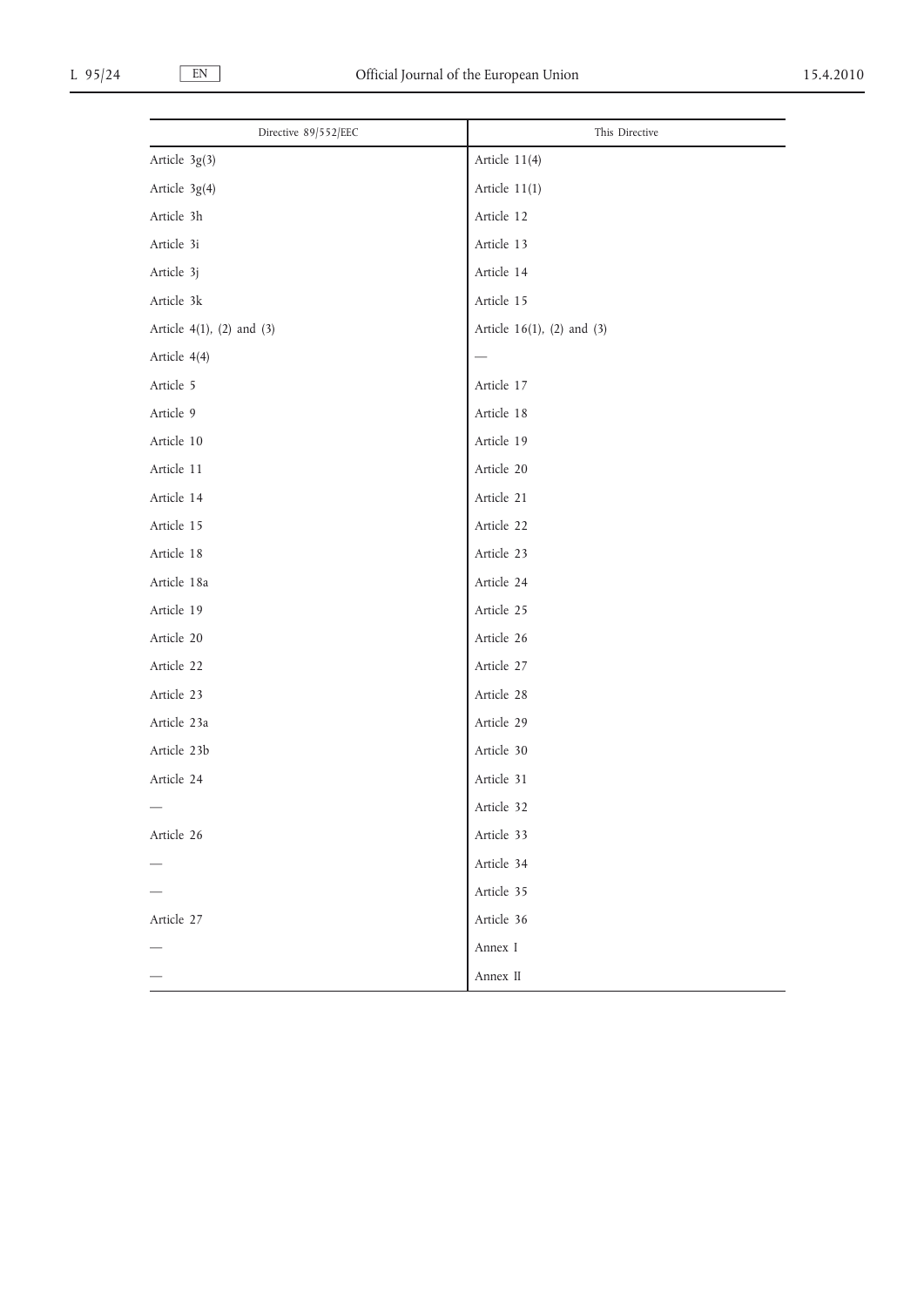| Directive 89/552/EEC | This Directive |
|---|---|
| Article 3g(3) | Article 11(4) |
| Article 3g(4) | Article 11(1) |
| Article 3h | Article 12 |
| Article 3i | Article 13 |
| Article 3j | Article 14 |
| Article 3k | Article 15 |
| Article 4(1), (2) and (3) | Article 16(1), (2) and (3) |
| Article 4(4) | — |
| Article 5 | Article 17 |
| Article 9 | Article 18 |
| Article 10 | Article 19 |
| Article 11 | Article 20 |
| Article 14 | Article 21 |
| Article 15 | Article 22 |
| Article 18 | Article 23 |
| Article 18a | Article 24 |
| Article 19 | Article 25 |
| Article 20 | Article 26 |
| Article 22 | Article 27 |
| Article 23 | Article 28 |
| Article 23a | Article 29 |
| Article 23b | Article 30 |
| Article 24 | Article 31 |
| — | Article 32 |
| Article 26 | Article 33 |
| — | Article 34 |
| — | Article 35 |
| Article 27 | Article 36 |
| — | Annex I |
| — | Annex II |